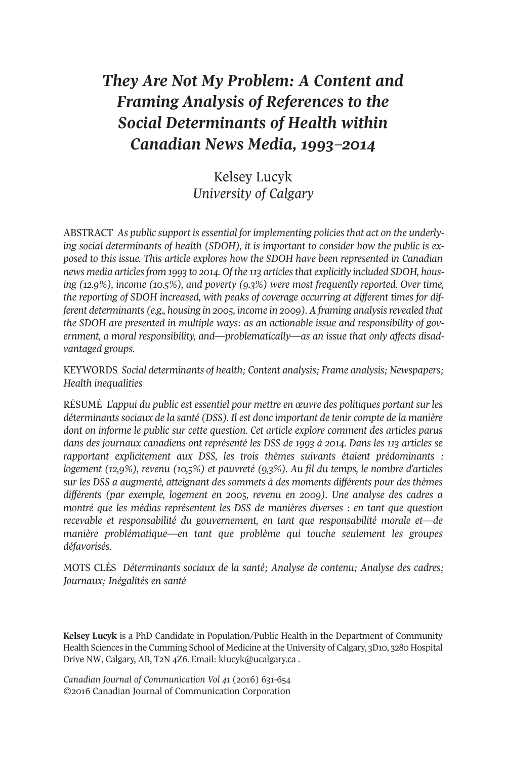# *They Are Not My Problem: A Content and Framing Analysis of References to the Social Determinants of Health within Canadian News Media, 1993–2014*

Kelsey Lucyk
*University of Calgary*

ABSTRACT *As public support is essential for implementing policies that act on the underlying social determinants of health (SDOH), it is important to consider how the public is exposed to this issue. This article explores how the SDOH have been represented in Canadian news media articles from 1993 to 2014. Of the 113 articles that explicitly included SDOH, housing (12.9%), income (10.5%), and poverty (9.3%) were most frequently reported. Over time, the reporting of SDOH increased, with peaks of coverage occurring at different times for different determinants (e.g., housing in 2005, income in 2009). A framing analysis revealed that the SDOH are presented in multiple ways: as an actionable issue and responsibility of government, a moral responsibility, and—problematically—as an issue that only affects disadvantaged groups.*

KEYWORDS *Social determinants of health; Content analysis; Frame analysis; Newspapers; Health inequalities*

RÉSUMÉ *L'appui du public est essentiel pour mettre en œuvre des politiques portant sur les déterminants sociaux de la santé (DSS). Il est donc important de tenir compte de la manière dont on informe le public sur cette question. Cet article explore comment des articles parus dans des journaux canadiens ont représenté les DSS de 1993 à 2014. Dans les 113 articles se rapportant explicitement aux DSS, les trois thèmes suivants étaient prédominants : logement (12,9%), revenu (10,5%) et pauvreté (9,3%). Au fil du temps, le nombre d'articles sur les DSS a augmenté, atteignant des sommets à des moments différents pour des thèmes différents (par exemple, logement en 2005, revenu en 2009). Une analyse des cadres a montré que les médias représentent les DSS de manières diverses : en tant que question recevable et responsabilité du gouvernement, en tant que responsabilité morale et—de manière problématique—en tant que problème qui touche seulement les groupes défavorisés.*

MOTS CLÉS *Déterminants sociaux de la santé; Analyse de contenu; Analyse des cadres; Journaux; Inégalités en santé*

**Kelsey Lucyk** is a PhD Candidate in Population/Public Health in the Department of Community Health Sciences in the Cumming School of Medicine at the University of Calgary, 3D10, 3280 Hospital Drive NW, Calgary, AB, T2N 4Z6. Email: klucyk@ucalgary.ca .

*Canadian Journal of Communication Vol 41* (2016) 631-654
©2016 Canadian Journal of Communication Corporation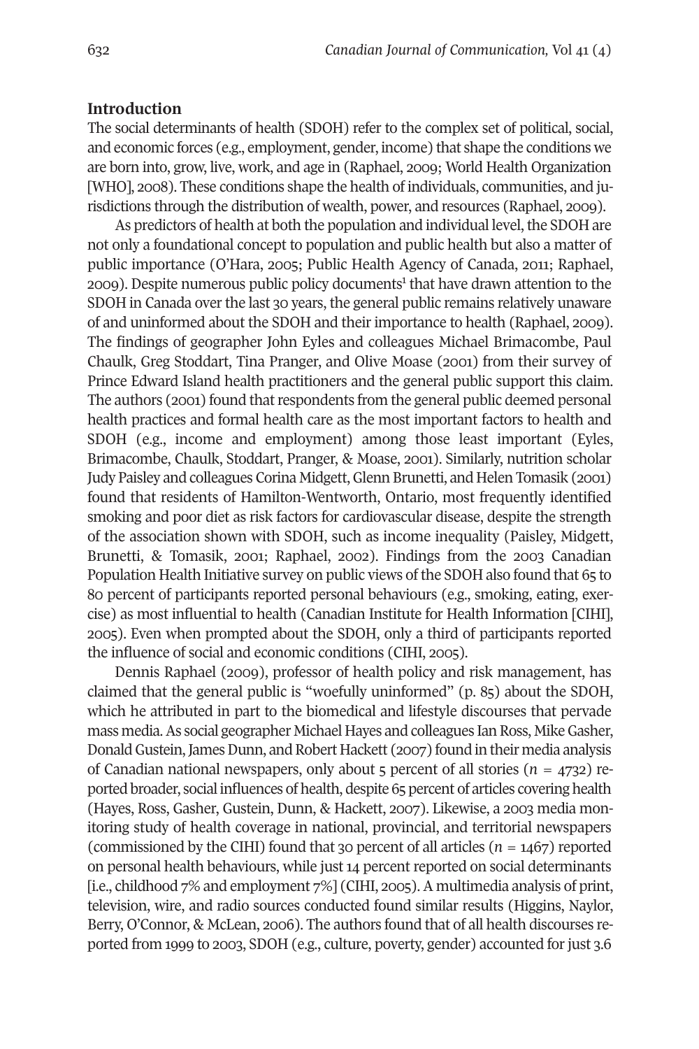## Introduction

The social determinants of health (SDOH) refer to the complex set of political, social, and economic forces (e.g., employment, gender, income) that shape the conditions we are born into, grow, live, work, and age in (Raphael, 2009; World Health Organization [WHO], 2008). These conditions shape the health of individuals, communities, and jurisdictions through the distribution of wealth, power, and resources (Raphael, 2009).

As predictors of health at both the population and individual level, the SDOH are not only a foundational concept to population and public health but also a matter of public importance (O'Hara, 2005; Public Health Agency of Canada, 2011; Raphael, 2009). Despite numerous public policy documents[1] that have drawn attention to the SDOH in Canada over the last 30 years, the general public remains relatively unaware of and uninformed about the SDOH and their importance to health (Raphael, 2009). The findings of geographer John Eyles and colleagues Michael Brimacombe, Paul Chaulk, Greg Stoddart, Tina Pranger, and Olive Moase (2001) from their survey of Prince Edward Island health practitioners and the general public support this claim. The authors (2001) found that respondents from the general public deemed personal health practices and formal health care as the most important factors to health and SDOH (e.g., income and employment) among those least important (Eyles, Brimacombe, Chaulk, Stoddart, Pranger, & Moase, 2001). Similarly, nutrition scholar Judy Paisley and colleagues Corina Midgett, Glenn Brunetti, and Helen Tomasik (2001) found that residents of Hamilton-Wentworth, Ontario, most frequently identified smoking and poor diet as risk factors for cardiovascular disease, despite the strength of the association shown with SDOH, such as income inequality (Paisley, Midgett, Brunetti, & Tomasik, 2001; Raphael, 2002). Findings from the 2003 Canadian Population Health Initiative survey on public views of the SDOH also found that 65 to 80 percent of participants reported personal behaviours (e.g., smoking, eating, exercise) as most influential to health (Canadian Institute for Health Information [CIHI], 2005). Even when prompted about the SDOH, only a third of participants reported the influence of social and economic conditions (CIHI, 2005).

Dennis Raphael (2009), professor of health policy and risk management, has claimed that the general public is "woefully uninformed" (p. 85) about the SDOH, which he attributed in part to the biomedical and lifestyle discourses that pervade mass media. As social geographer Michael Hayes and colleagues Ian Ross, Mike Gasher, Donald Gustein, James Dunn, and Robert Hackett (2007) found in their media analysis of Canadian national newspapers, only about 5 percent of all stories ($n = 4732$) reported broader, social influences of health, despite 65 percent of articles covering health (Hayes, Ross, Gasher, Gustein, Dunn, & Hackett, 2007). Likewise, a 2003 media monitoring study of health coverage in national, provincial, and territorial newspapers (commissioned by the CIHI) found that 30 percent of all articles ($n = 1467$) reported on personal health behaviours, while just 14 percent reported on social determinants [i.e., childhood 7% and employment 7%] (CIHI, 2005). A multimedia analysis of print, television, wire, and radio sources conducted found similar results (Higgins, Naylor, Berry, O'Connor, & McLean, 2006). The authors found that of all health discourses reported from 1999 to 2003, SDOH (e.g., culture, poverty, gender) accounted for just 3.6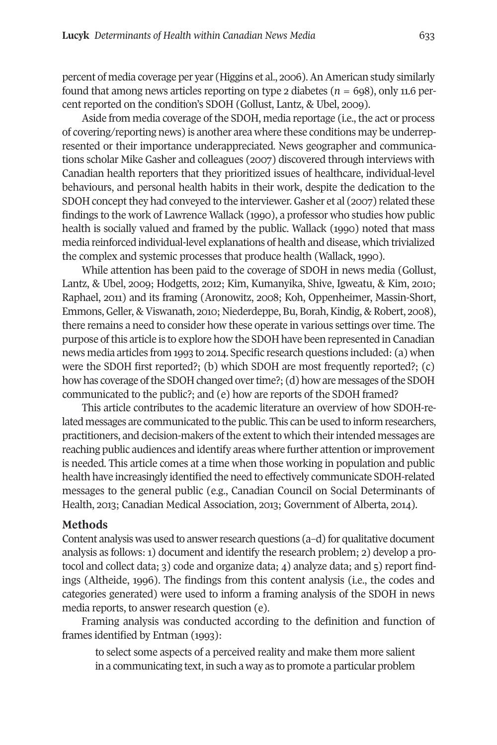percent of media coverage per year (Higgins et al., 2006). An American study similarly found that among news articles reporting on type 2 diabetes ($n$ = 698), only 11.6 percent reported on the condition's SDOH (Gollust, Lantz, & Ubel, 2009).

Aside from media coverage of the SDOH, media reportage (i.e., the act or process of covering/reporting news) is another area where these conditions may be underrepresented or their importance underappreciated. News geographer and communications scholar Mike Gasher and colleagues (2007) discovered through interviews with Canadian health reporters that they prioritized issues of healthcare, individual-level behaviours, and personal health habits in their work, despite the dedication to the SDOH concept they had conveyed to the interviewer. Gasher et al (2007) related these findings to the work of Lawrence Wallack (1990), a professor who studies how public health is socially valued and framed by the public. Wallack (1990) noted that mass media reinforced individual-level explanations of health and disease, which trivialized the complex and systemic processes that produce health (Wallack, 1990).

While attention has been paid to the coverage of SDOH in news media (Gollust, Lantz, & Ubel, 2009; Hodgetts, 2012; Kim, Kumanyika, Shive, Igweatu, & Kim, 2010; Raphael, 2011) and its framing (Aronowitz, 2008; Koh, Oppenheimer, Massin-Short, Emmons, Geller, & Viswanath, 2010; Niederdeppe, Bu, Borah, Kindig, & Robert, 2008), there remains a need to consider how these operate in various settings over time. The purpose of this article is to explore how the SDOH have been represented in Canadian news media articles from 1993 to 2014. Specific research questions included: (a) when were the SDOH first reported?; (b) which SDOH are most frequently reported?; (c) how has coverage of the SDOH changed over time?; (d) how are messages of the SDOH communicated to the public?; and (e) how are reports of the SDOH framed?

This article contributes to the academic literature an overview of how SDOH-related messages are communicated to the public. This can be used to inform researchers, practitioners, and decision-makers of the extent to which their intended messages are reaching public audiences and identify areas where further attention or improvement is needed. This article comes at a time when those working in population and public health have increasingly identified the need to effectively communicate SDOH-related messages to the general public (e.g., Canadian Council on Social Determinants of Health, 2013; Canadian Medical Association, 2013; Government of Alberta, 2014).

## Methods

Content analysis was used to answer research questions (a–d) for qualitative document analysis as follows: 1) document and identify the research problem; 2) develop a protocol and collect data; 3) code and organize data; 4) analyze data; and 5) report findings (Altheide, 1996). The findings from this content analysis (i.e., the codes and categories generated) were used to inform a framing analysis of the SDOH in news media reports, to answer research question (e).

Framing analysis was conducted according to the definition and function of frames identified by Entman (1993):

> to select some aspects of a perceived reality and make them more salient in a communicating text, in such a way as to promote a particular problem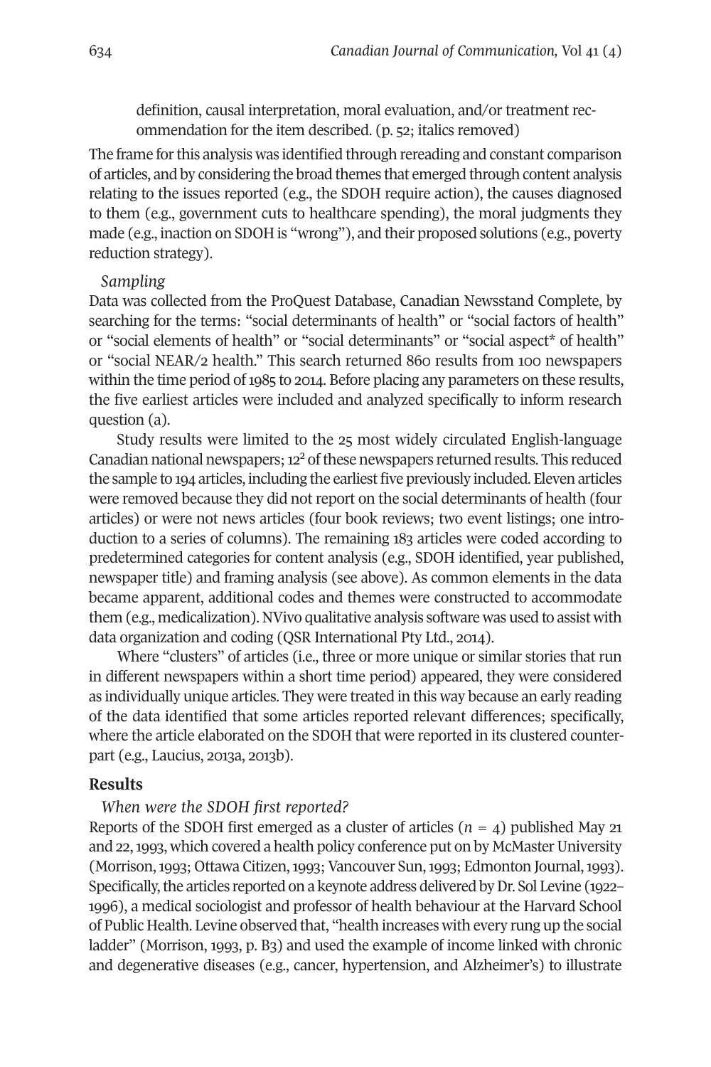definition, causal interpretation, moral evaluation, and/or treatment recommendation for the item described. (p. 52; italics removed)

The frame for this analysis was identified through rereading and constant comparison of articles, and by considering the broad themes that emerged through content analysis relating to the issues reported (e.g., the SDOH require action), the causes diagnosed to them (e.g., government cuts to healthcare spending), the moral judgments they made (e.g., inaction on SDOH is "wrong"), and their proposed solutions (e.g., poverty reduction strategy).

*Sampling*

Data was collected from the ProQuest Database, Canadian Newsstand Complete, by searching for the terms: "social determinants of health" or "social factors of health" or "social elements of health" or "social determinants" or "social aspect* of health" or "social NEAR/2 health." This search returned 860 results from 100 newspapers within the time period of 1985 to 2014. Before placing any parameters on these results, the five earliest articles were included and analyzed specifically to inform research question (a).

Study results were limited to the 25 most widely circulated English-language Canadian national newspapers; 12[2] of these newspapers returned results. This reduced the sample to 194 articles, including the earliest five previously included. Eleven articles were removed because they did not report on the social determinants of health (four articles) or were not news articles (four book reviews; two event listings; one introduction to a series of columns). The remaining 183 articles were coded according to predetermined categories for content analysis (e.g., SDOH identified, year published, newspaper title) and framing analysis (see above). As common elements in the data became apparent, additional codes and themes were constructed to accommodate them (e.g., medicalization). NVivo qualitative analysis software was used to assist with data organization and coding (QSR International Pty Ltd., 2014).

Where "clusters" of articles (i.e., three or more unique or similar stories that run in different newspapers within a short time period) appeared, they were considered as individually unique articles. They were treated in this way because an early reading of the data identified that some articles reported relevant differences; specifically, where the article elaborated on the SDOH that were reported in its clustered counterpart (e.g., Laucius, 2013a, 2013b).

## Results

*When were the SDOH first reported?*

Reports of the SDOH first emerged as a cluster of articles ($n = 4$) published May 21 and 22, 1993, which covered a health policy conference put on by McMaster University (Morrison, 1993; Ottawa Citizen, 1993; Vancouver Sun, 1993; Edmonton Journal, 1993). Specifically, the articles reported on a keynote address delivered by Dr. Sol Levine (1922–1996), a medical sociologist and professor of health behaviour at the Harvard School of Public Health. Levine observed that, "health increases with every rung up the social ladder" (Morrison, 1993, p. B3) and used the example of income linked with chronic and degenerative diseases (e.g., cancer, hypertension, and Alzheimer's) to illustrate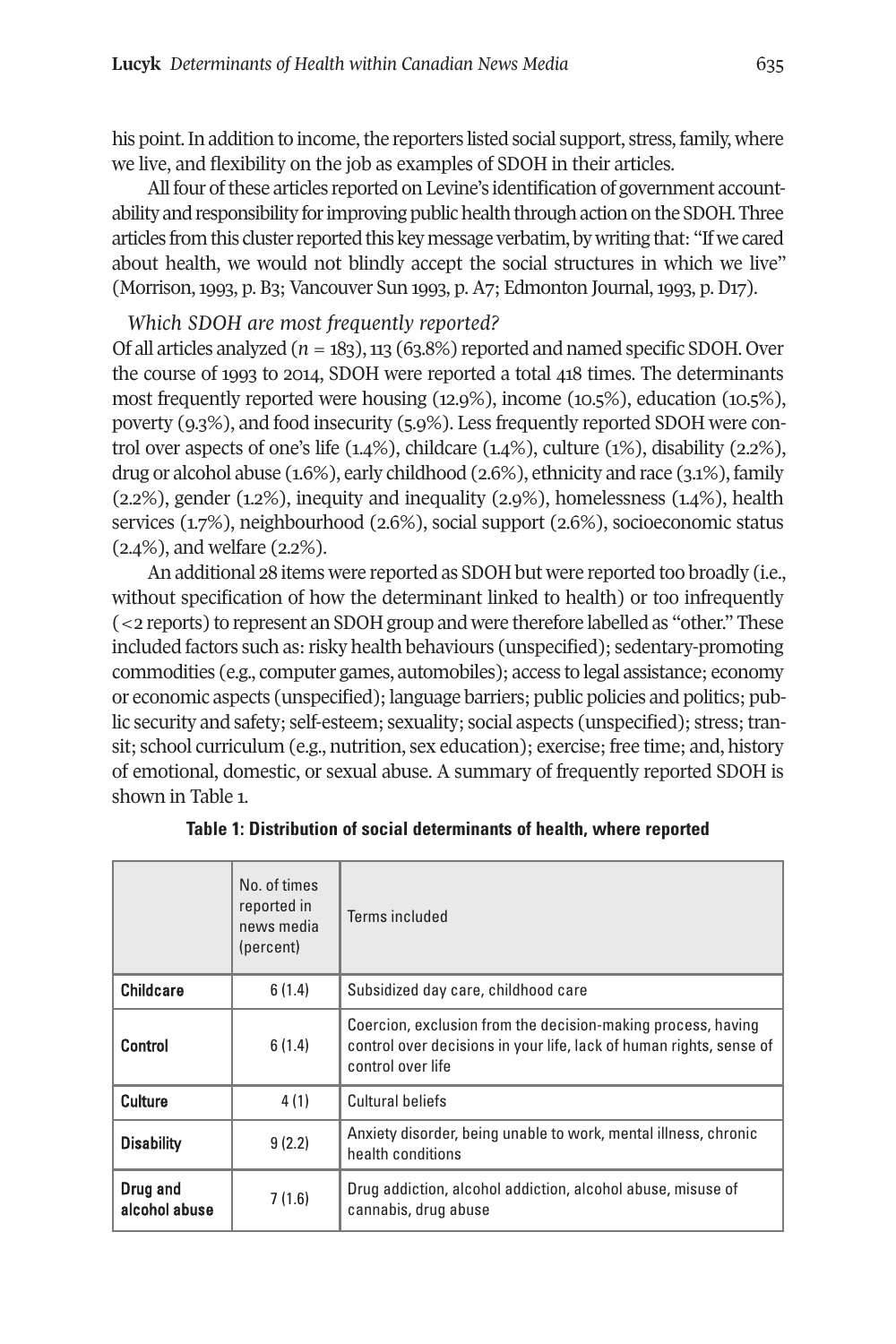his point. In addition to income, the reporters listed social support, stress, family, where we live, and flexibility on the job as examples of SDOH in their articles.

All four of these articles reported on Levine's identification of government accountability and responsibility for improving public health through action on the SDOH. Three articles from this cluster reported this key message verbatim, by writing that: "If we cared about health, we would not blindly accept the social structures in which we live" (Morrison, 1993, p. B3; Vancouver Sun 1993, p. A7; Edmonton Journal, 1993, p. D17).

*Which SDOH are most frequently reported?*

Of all articles analyzed ($n$ = 183), 113 (63.8%) reported and named specific SDOH. Over the course of 1993 to 2014, SDOH were reported a total 418 times. The determinants most frequently reported were housing (12.9%), income (10.5%), education (10.5%), poverty (9.3%), and food insecurity (5.9%). Less frequently reported SDOH were control over aspects of one's life (1.4%), childcare (1.4%), culture (1%), disability (2.2%), drug or alcohol abuse (1.6%), early childhood (2.6%), ethnicity and race (3.1%), family (2.2%), gender (1.2%), inequity and inequality (2.9%), homelessness (1.4%), health services (1.7%), neighbourhood (2.6%), social support (2.6%), socioeconomic status (2.4%), and welfare (2.2%).

An additional 28 items were reported as SDOH but were reported too broadly (i.e., without specification of how the determinant linked to health) or too infrequently (<2 reports) to represent an SDOH group and were therefore labelled as "other." These included factors such as: risky health behaviours (unspecified); sedentary-promoting commodities (e.g., computer games, automobiles); access to legal assistance; economy or economic aspects (unspecified); language barriers; public policies and politics; public security and safety; self-esteem; sexuality; social aspects (unspecified); stress; transit; school curriculum (e.g., nutrition, sex education); exercise; free time; and, history of emotional, domestic, or sexual abuse. A summary of frequently reported SDOH is shown in Table 1.

**Table 1: Distribution of social determinants of health, where reported**

| | No. of times reported in news media (percent) | Terms included |
|---|---|---|
| **Childcare** | 6 (1.4) | Subsidized day care, childhood care |
| **Control** | 6 (1.4) | Coercion, exclusion from the decision-making process, having control over decisions in your life, lack of human rights, sense of control over life |
| **Culture** | 4 (1) | Cultural beliefs |
| **Disability** | 9 (2.2) | Anxiety disorder, being unable to work, mental illness, chronic health conditions |
| **Drug and alcohol abuse** | 7 (1.6) | Drug addiction, alcohol addiction, alcohol abuse, misuse of cannabis, drug abuse |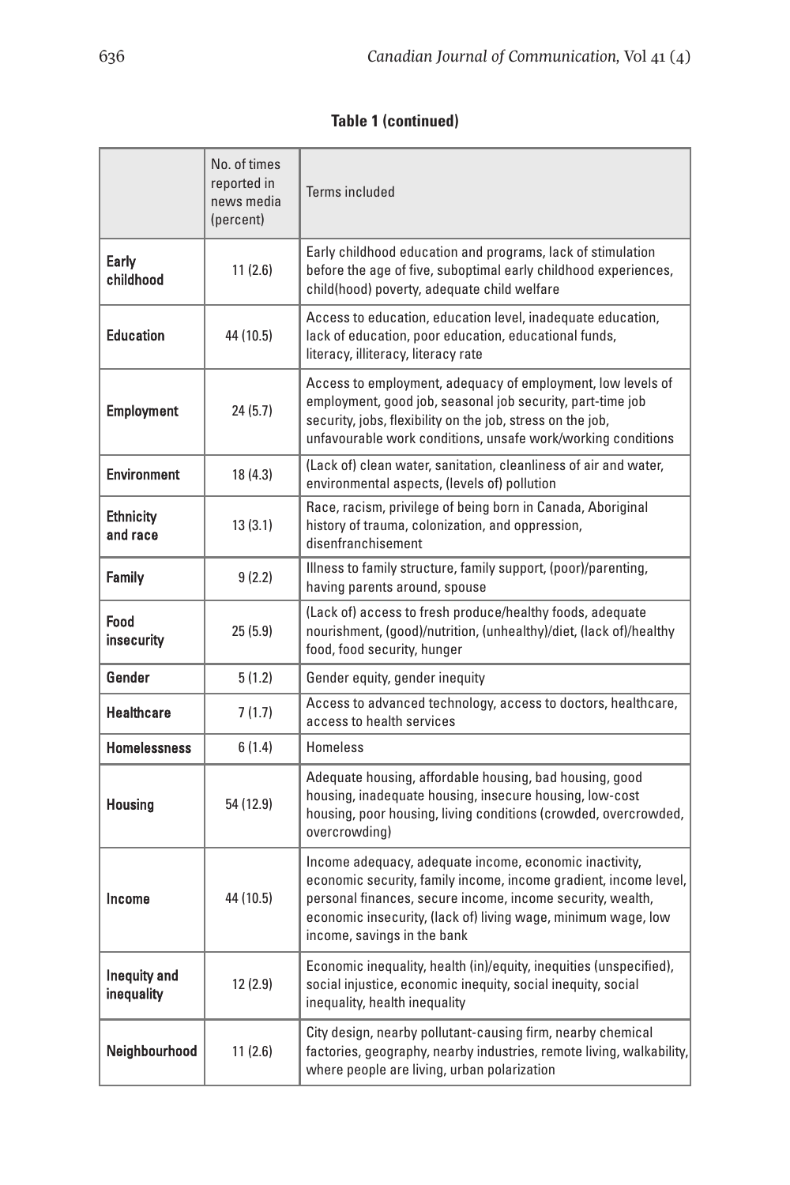**Table 1 (continued)**

| | No. of times reported in news media (percent) | Terms included |
|---|---|---|
| **Early childhood** | 11 (2.6) | Early childhood education and programs, lack of stimulation before the age of five, suboptimal early childhood experiences, child(hood) poverty, adequate child welfare |
| **Education** | 44 (10.5) | Access to education, education level, inadequate education, lack of education, poor education, educational funds, literacy, illiteracy, literacy rate |
| **Employment** | 24 (5.7) | Access to employment, adequacy of employment, low levels of employment, good job, seasonal job security, part-time job security, jobs, flexibility on the job, stress on the job, unfavourable work conditions, unsafe work/working conditions |
| **Environment** | 18 (4.3) | (Lack of) clean water, sanitation, cleanliness of air and water, environmental aspects, (levels of) pollution |
| **Ethnicity and race** | 13 (3.1) | Race, racism, privilege of being born in Canada, Aboriginal history of trauma, colonization, and oppression, disenfranchisement |
| **Family** | 9 (2.2) | Illness to family structure, family support, (poor)/parenting, having parents around, spouse |
| **Food insecurity** | 25 (5.9) | (Lack of) access to fresh produce/healthy foods, adequate nourishment, (good)/nutrition, (unhealthy)/diet, (lack of)/healthy food, food security, hunger |
| **Gender** | 5 (1.2) | Gender equity, gender inequity |
| **Healthcare** | 7 (1.7) | Access to advanced technology, access to doctors, healthcare, access to health services |
| **Homelessness** | 6 (1.4) | Homeless |
| **Housing** | 54 (12.9) | Adequate housing, affordable housing, bad housing, good housing, inadequate housing, insecure housing, low-cost housing, poor housing, living conditions (crowded, overcrowded, overcrowding) |
| **Income** | 44 (10.5) | Income adequacy, adequate income, economic inactivity, economic security, family income, income gradient, income level, personal finances, secure income, income security, wealth, economic insecurity, (lack of) living wage, minimum wage, low income, savings in the bank |
| **Inequity and inequality** | 12 (2.9) | Economic inequality, health (in)/equity, inequities (unspecified), social injustice, economic inequity, social inequity, social inequality, health inequality |
| **Neighbourhood** | 11 (2.6) | City design, nearby pollutant-causing firm, nearby chemical factories, geography, nearby industries, remote living, walkability, where people are living, urban polarization |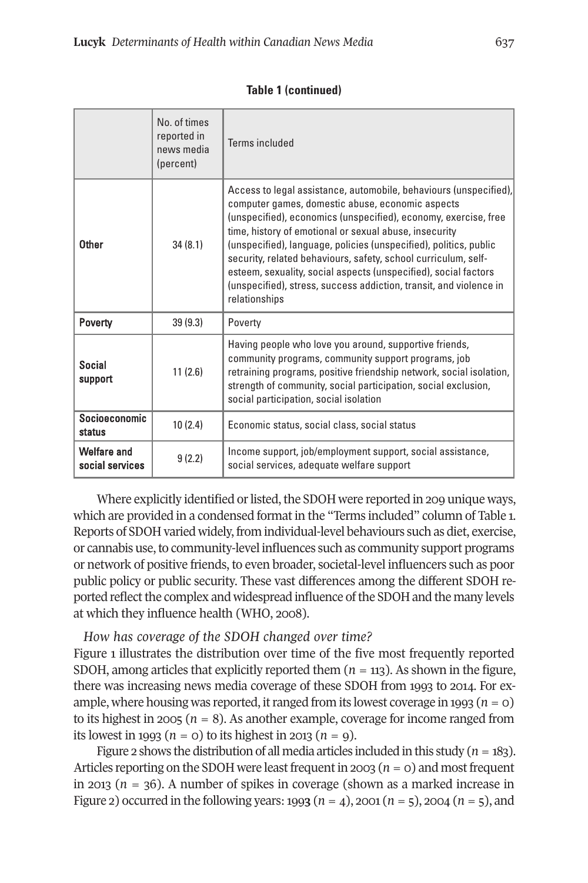**Table 1 (continued)**

| | No. of times reported in news media (percent) | Terms included |
|---|---|---|
| **Other** | 34 (8.1) | Access to legal assistance, automobile, behaviours (unspecified), computer games, domestic abuse, economic aspects (unspecified), economics (unspecified), economy, exercise, free time, history of emotional or sexual abuse, insecurity (unspecified), language, policies (unspecified), politics, public security, related behaviours, safety, school curriculum, self-esteem, sexuality, social aspects (unspecified), social factors (unspecified), stress, success addiction, transit, and violence in relationships |
| **Poverty** | 39 (9.3) | Poverty |
| **Social support** | 11 (2.6) | Having people who love you around, supportive friends, community programs, community support programs, job retraining programs, positive friendship network, social isolation, strength of community, social participation, social exclusion, social participation, social isolation |
| **Socioeconomic status** | 10 (2.4) | Economic status, social class, social status |
| **Welfare and social services** | 9 (2.2) | Income support, job/employment support, social assistance, social services, adequate welfare support |

Where explicitly identified or listed, the SDOH were reported in 209 unique ways, which are provided in a condensed format in the "Terms included" column of Table 1. Reports of SDOH varied widely, from individual-level behaviours such as diet, exercise, or cannabis use, to community-level influences such as community support programs or network of positive friends, to even broader, societal-level influencers such as poor public policy or public security. These vast differences among the different SDOH reported reflect the complex and widespread influence of the SDOH and the many levels at which they influence health (WHO, 2008).

*How has coverage of the SDOH changed over time?*

Figure 1 illustrates the distribution over time of the five most frequently reported SDOH, among articles that explicitly reported them ($n$ = 113). As shown in the figure, there was increasing news media coverage of these SDOH from 1993 to 2014. For example, where housing was reported, it ranged from its lowest coverage in 1993 ($n$ = 0) to its highest in 2005 ($n$ = 8). As another example, coverage for income ranged from its lowest in 1993 ($n$ = 0) to its highest in 2013 ($n$ = 9).

Figure 2 shows the distribution of all media articles included in this study ($n$ = 183). Articles reporting on the SDOH were least frequent in 2003 ($n$ = 0) and most frequent in 2013 ($n$ = 36). A number of spikes in coverage (shown as a marked increase in Figure 2) occurred in the following years: 199**3** ($n$ = 4), 2001 ($n$ = 5), 2004 ($n$ = 5), and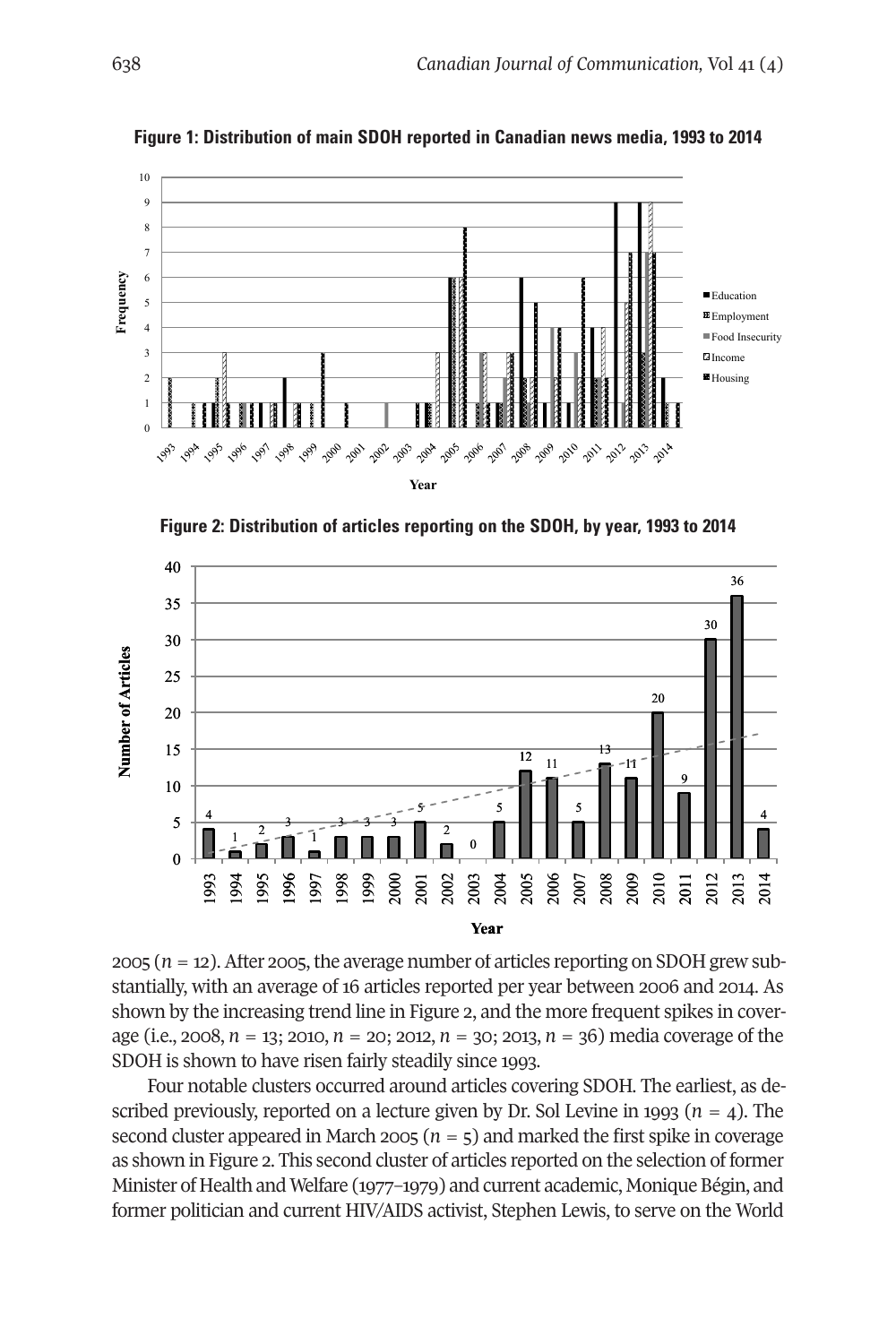**Figure 1: Distribution of main SDOH reported in Canadian news media, 1993 to 2014**

**Figure 2: Distribution of articles reporting on the SDOH, by year, 1993 to 2014**

2005 ($n$ = 12). After 2005, the average number of articles reporting on SDOH grew substantially, with an average of 16 articles reported per year between 2006 and 2014. As shown by the increasing trend line in Figure 2, and the more frequent spikes in coverage (i.e., 2008, $n$ = 13; 2010, $n$ = 20; 2012, $n$ = 30; 2013, $n$ = 36) media coverage of the SDOH is shown to have risen fairly steadily since 1993.

Four notable clusters occurred around articles covering SDOH. The earliest, as described previously, reported on a lecture given by Dr. Sol Levine in 1993 ($n$ = 4). The second cluster appeared in March 2005 ($n$ = 5) and marked the first spike in coverage as shown in Figure 2. This second cluster of articles reported on the selection of former Minister of Health and Welfare (1977–1979) and current academic, Monique Bégin, and former politician and current HIV/AIDS activist, Stephen Lewis, to serve on the World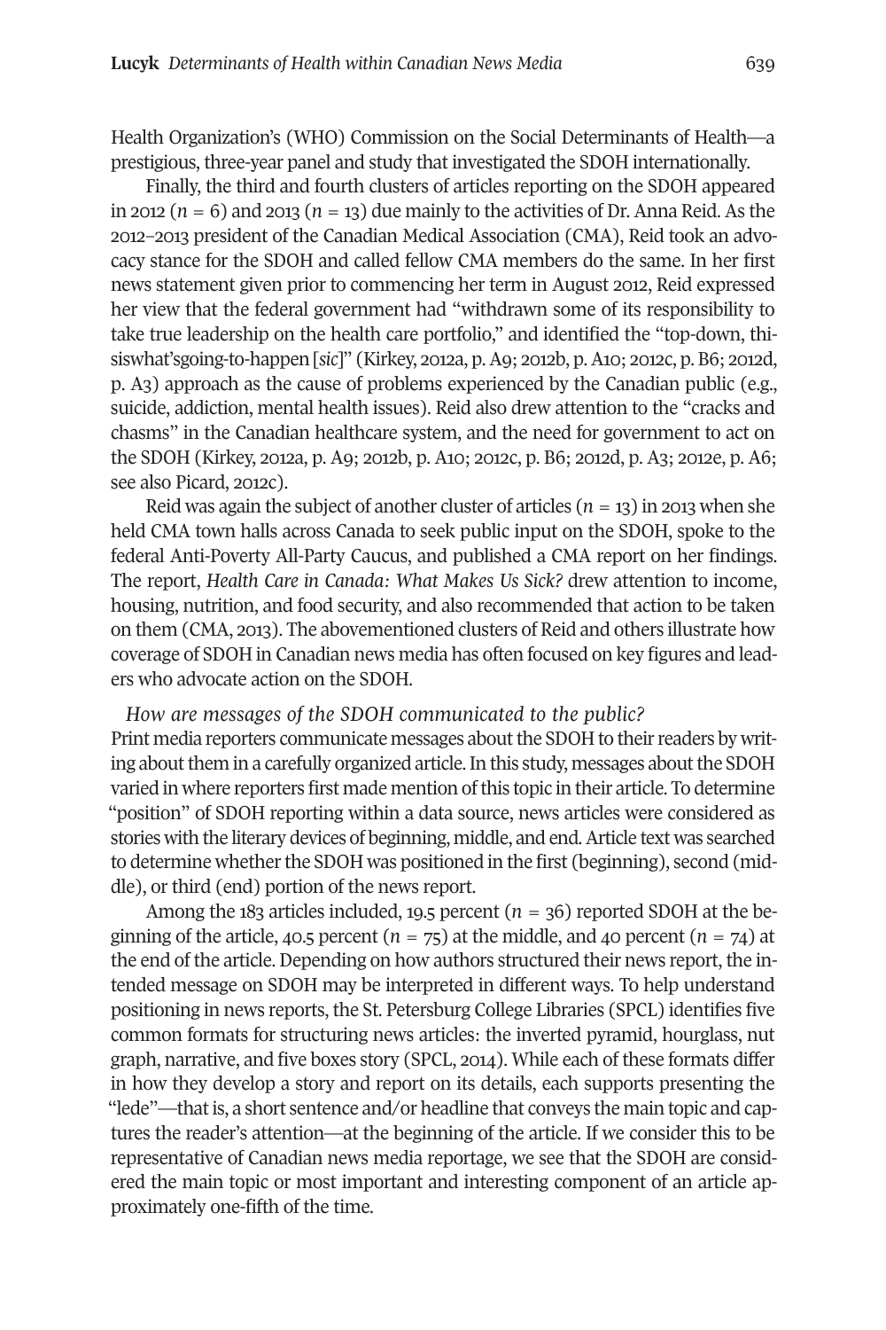Health Organization's (WHO) Commission on the Social Determinants of Health—a prestigious, three-year panel and study that investigated the SDOH internationally.

Finally, the third and fourth clusters of articles reporting on the SDOH appeared in 2012 ($n$ = 6) and 2013 ($n$ = 13) due mainly to the activities of Dr. Anna Reid. As the 2012–2013 president of the Canadian Medical Association (CMA), Reid took an advocacy stance for the SDOH and called fellow CMA members do the same. In her first news statement given prior to commencing her term in August 2012, Reid expressed her view that the federal government had "withdrawn some of its responsibility to take true leadership on the health care portfolio," and identified the "top-down, thisiswhat'sgoing-to-happen [*sic*]" (Kirkey, 2012a, p. A9; 2012b, p. A10; 2012c, p. B6; 2012d, p. A3) approach as the cause of problems experienced by the Canadian public (e.g., suicide, addiction, mental health issues). Reid also drew attention to the "cracks and chasms" in the Canadian healthcare system, and the need for government to act on the SDOH (Kirkey, 2012a, p. A9; 2012b, p. A10; 2012c, p. B6; 2012d, p. A3; 2012e, p. A6; see also Picard, 2012c).

Reid was again the subject of another cluster of articles ($n$ = 13) in 2013 when she held CMA town halls across Canada to seek public input on the SDOH, spoke to the federal Anti-Poverty All-Party Caucus, and published a CMA report on her findings. The report, *Health Care in Canada: What Makes Us Sick?* drew attention to income, housing, nutrition, and food security, and also recommended that action to be taken on them (CMA, 2013). The abovementioned clusters of Reid and others illustrate how coverage of SDOH in Canadian news media has often focused on key figures and leaders who advocate action on the SDOH.

*How are messages of the SDOH communicated to the public?*

Print media reporters communicate messages about the SDOH to their readers by writing about them in a carefully organized article. In this study, messages about the SDOH varied in where reporters first made mention of this topic in their article. To determine "position" of SDOH reporting within a data source, news articles were considered as stories with the literary devices of beginning, middle, and end. Article text was searched to determine whether the SDOH was positioned in the first (beginning), second (middle), or third (end) portion of the news report.

Among the 183 articles included, 19.5 percent ($n$ = 36) reported SDOH at the beginning of the article, 40.5 percent ($n$ = 75) at the middle, and 40 percent ($n$ = 74) at the end of the article. Depending on how authors structured their news report, the intended message on SDOH may be interpreted in different ways. To help understand positioning in news reports, the St. Petersburg College Libraries (SPCL) identifies five common formats for structuring news articles: the inverted pyramid, hourglass, nut graph, narrative, and five boxes story (SPCL, 2014). While each of these formats differ in how they develop a story and report on its details, each supports presenting the "lede"—that is, a short sentence and/or headline that conveys the main topic and captures the reader's attention—at the beginning of the article. If we consider this to be representative of Canadian news media reportage, we see that the SDOH are considered the main topic or most important and interesting component of an article approximately one-fifth of the time.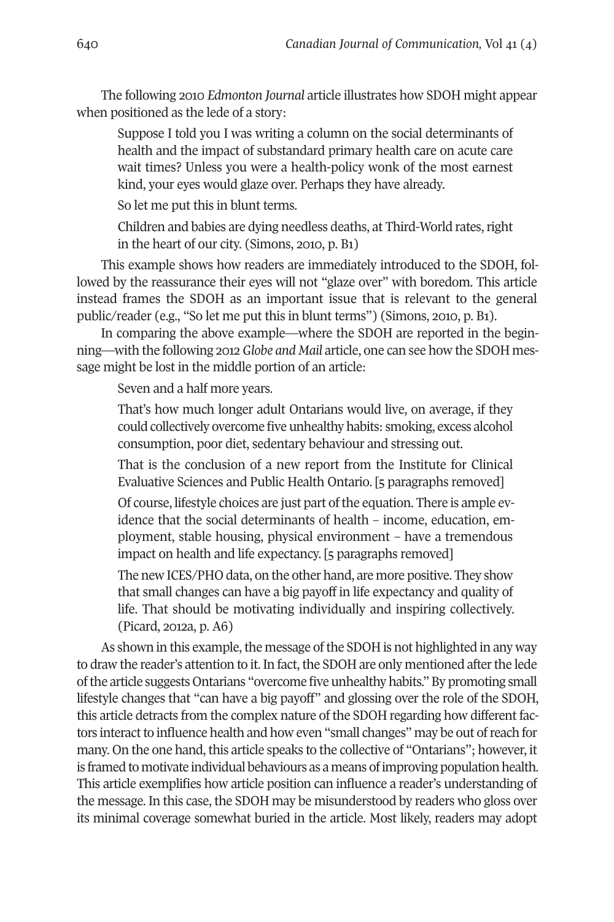The following 2010 *Edmonton Journal* article illustrates how SDOH might appear when positioned as the lede of a story:

> Suppose I told you I was writing a column on the social determinants of health and the impact of substandard primary health care on acute care wait times? Unless you were a health-policy wonk of the most earnest kind, your eyes would glaze over. Perhaps they have already.
>
> So let me put this in blunt terms.
>
> Children and babies are dying needless deaths, at Third-World rates, right in the heart of our city. (Simons, 2010, p. B1)

This example shows how readers are immediately introduced to the SDOH, followed by the reassurance their eyes will not "glaze over" with boredom. This article instead frames the SDOH as an important issue that is relevant to the general public/reader (e.g., "So let me put this in blunt terms") (Simons, 2010, p. B1).

In comparing the above example—where the SDOH are reported in the beginning—with the following 2012 *Globe and Mail* article, one can see how the SDOH message might be lost in the middle portion of an article:

> Seven and a half more years.
>
> That's how much longer adult Ontarians would live, on average, if they could collectively overcome five unhealthy habits: smoking, excess alcohol consumption, poor diet, sedentary behaviour and stressing out.
>
> That is the conclusion of a new report from the Institute for Clinical Evaluative Sciences and Public Health Ontario. [5 paragraphs removed]
>
> Of course, lifestyle choices are just part of the equation. There is ample evidence that the social determinants of health – income, education, employment, stable housing, physical environment – have a tremendous impact on health and life expectancy. [5 paragraphs removed]
>
> The new ICES/PHO data, on the other hand, are more positive. They show that small changes can have a big payoff in life expectancy and quality of life. That should be motivating individually and inspiring collectively. (Picard, 2012a, p. A6)

As shown in this example, the message of the SDOH is not highlighted in any way to draw the reader's attention to it. In fact, the SDOH are only mentioned after the lede of the article suggests Ontarians "overcome five unhealthy habits." By promoting small lifestyle changes that "can have a big payoff" and glossing over the role of the SDOH, this article detracts from the complex nature of the SDOH regarding how different factors interact to influence health and how even "small changes" may be out of reach for many. On the one hand, this article speaks to the collective of "Ontarians"; however, it is framed to motivate individual behaviours as a means of improving population health. This article exemplifies how article position can influence a reader's understanding of the message. In this case, the SDOH may be misunderstood by readers who gloss over its minimal coverage somewhat buried in the article. Most likely, readers may adopt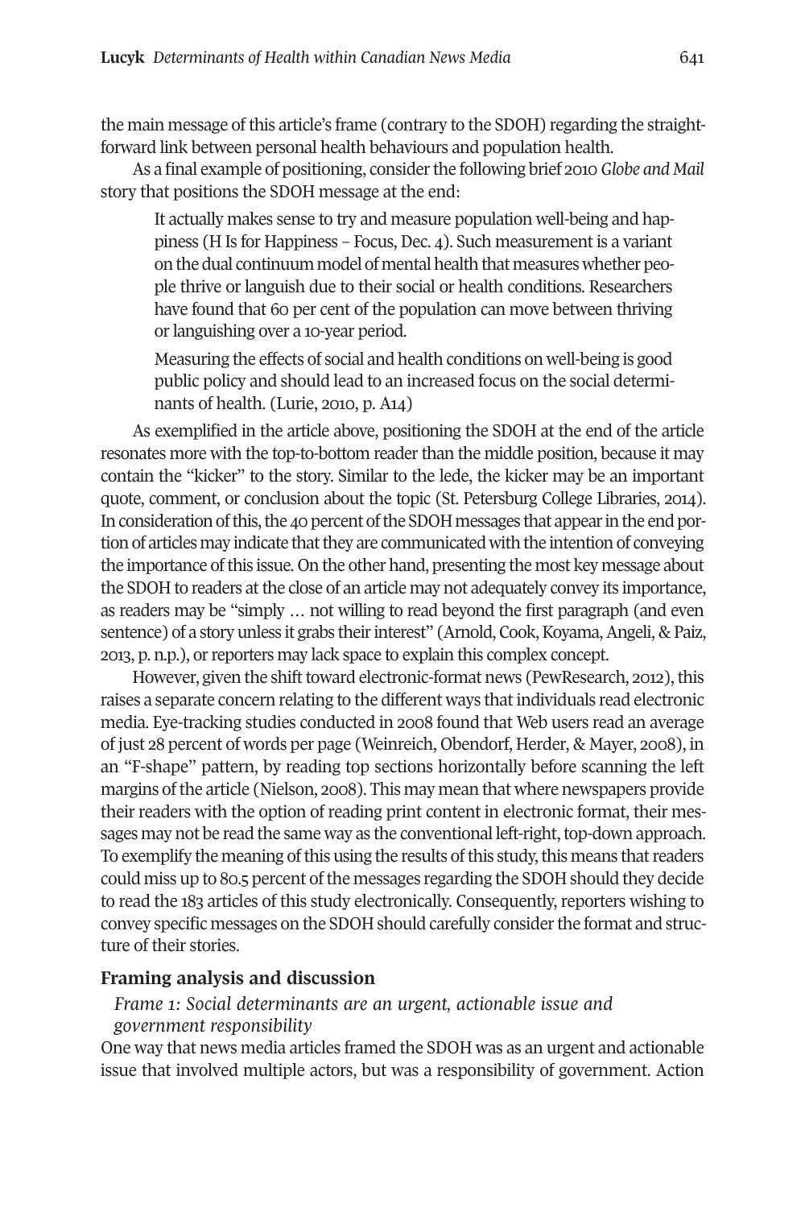the main message of this article's frame (contrary to the SDOH) regarding the straightforward link between personal health behaviours and population health.

As a final example of positioning, consider the following brief 2010 *Globe and Mail* story that positions the SDOH message at the end:

> It actually makes sense to try and measure population well-being and happiness (H Is for Happiness – Focus, Dec. 4). Such measurement is a variant on the dual continuum model of mental health that measures whether people thrive or languish due to their social or health conditions. Researchers have found that 60 per cent of the population can move between thriving or languishing over a 10-year period.
>
> Measuring the effects of social and health conditions on well-being is good public policy and should lead to an increased focus on the social determinants of health. (Lurie, 2010, p. A14)

As exemplified in the article above, positioning the SDOH at the end of the article resonates more with the top-to-bottom reader than the middle position, because it may contain the "kicker" to the story. Similar to the lede, the kicker may be an important quote, comment, or conclusion about the topic (St. Petersburg College Libraries, 2014). In consideration of this, the 40 percent of the SDOH messages that appear in the end portion of articles may indicate that they are communicated with the intention of conveying the importance of this issue. On the other hand, presenting the most key message about the SDOH to readers at the close of an article may not adequately convey its importance, as readers may be "simply … not willing to read beyond the first paragraph (and even sentence) of a story unless it grabs their interest" (Arnold, Cook, Koyama, Angeli, & Paiz, 2013, p. n.p.), or reporters may lack space to explain this complex concept.

However, given the shift toward electronic-format news (PewResearch, 2012), this raises a separate concern relating to the different ways that individuals read electronic media. Eye-tracking studies conducted in 2008 found that Web users read an average of just 28 percent of words per page (Weinreich, Obendorf, Herder, & Mayer, 2008), in an "F-shape" pattern, by reading top sections horizontally before scanning the left margins of the article (Nielson, 2008). This may mean that where newspapers provide their readers with the option of reading print content in electronic format, their messages may not be read the same way as the conventional left-right, top-down approach. To exemplify the meaning of this using the results of this study, this means that readers could miss up to 80.5 percent of the messages regarding the SDOH should they decide to read the 183 articles of this study electronically. Consequently, reporters wishing to convey specific messages on the SDOH should carefully consider the format and structure of their stories.

## Framing analysis and discussion

*Frame 1: Social determinants are an urgent, actionable issue and government responsibility*

One way that news media articles framed the SDOH was as an urgent and actionable issue that involved multiple actors, but was a responsibility of government. Action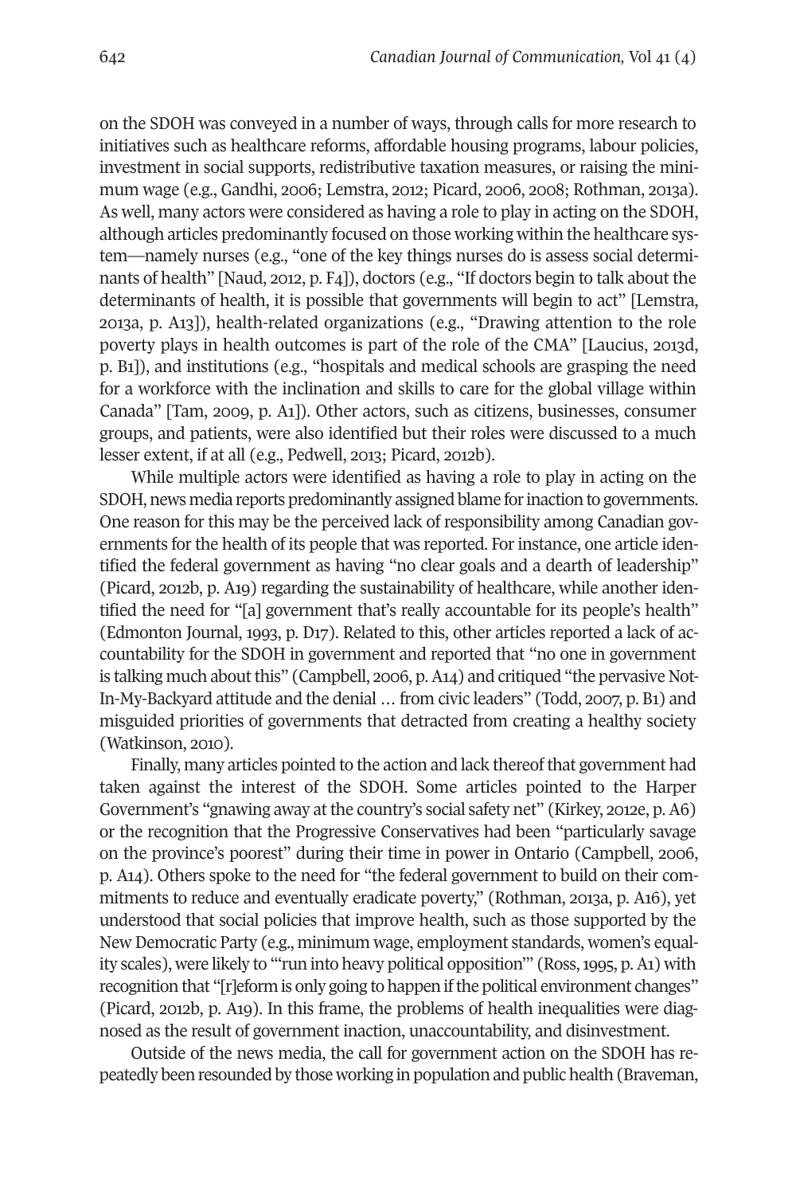on the SDOH was conveyed in a number of ways, through calls for more research to initiatives such as healthcare reforms, affordable housing programs, labour policies, investment in social supports, redistributive taxation measures, or raising the minimum wage (e.g., Gandhi, 2006; Lemstra, 2012; Picard, 2006, 2008; Rothman, 2013a). As well, many actors were considered as having a role to play in acting on the SDOH, although articles predominantly focused on those working within the healthcare system—namely nurses (e.g., "one of the key things nurses do is assess social determinants of health" [Naud, 2012, p. F4]), doctors (e.g., "If doctors begin to talk about the determinants of health, it is possible that governments will begin to act" [Lemstra, 2013a, p. A13]), health-related organizations (e.g., "Drawing attention to the role poverty plays in health outcomes is part of the role of the CMA" [Laucius, 2013d, p. B1]), and institutions (e.g., "hospitals and medical schools are grasping the need for a workforce with the inclination and skills to care for the global village within Canada" [Tam, 2009, p. A1]). Other actors, such as citizens, businesses, consumer groups, and patients, were also identified but their roles were discussed to a much lesser extent, if at all (e.g., Pedwell, 2013; Picard, 2012b).

While multiple actors were identified as having a role to play in acting on the SDOH, news media reports predominantly assigned blame for inaction to governments. One reason for this may be the perceived lack of responsibility among Canadian governments for the health of its people that was reported. For instance, one article identified the federal government as having "no clear goals and a dearth of leadership" (Picard, 2012b, p. A19) regarding the sustainability of healthcare, while another identified the need for "[a] government that's really accountable for its people's health" (Edmonton Journal, 1993, p. D17). Related to this, other articles reported a lack of accountability for the SDOH in government and reported that "no one in government is talking much about this" (Campbell, 2006, p. A14) and critiqued "the pervasive Not-In-My-Backyard attitude and the denial … from civic leaders" (Todd, 2007, p. B1) and misguided priorities of governments that detracted from creating a healthy society (Watkinson, 2010).

Finally, many articles pointed to the action and lack thereof that government had taken against the interest of the SDOH. Some articles pointed to the Harper Government's "gnawing away at the country's social safety net" (Kirkey, 2012e, p. A6) or the recognition that the Progressive Conservatives had been "particularly savage on the province's poorest" during their time in power in Ontario (Campbell, 2006, p. A14). Others spoke to the need for "the federal government to build on their commitments to reduce and eventually eradicate poverty," (Rothman, 2013a, p. A16), yet understood that social policies that improve health, such as those supported by the New Democratic Party (e.g., minimum wage, employment standards, women's equality scales), were likely to "'run into heavy political opposition'" (Ross, 1995, p. A1) with recognition that "[r]eform is only going to happen if the political environment changes" (Picard, 2012b, p. A19). In this frame, the problems of health inequalities were diagnosed as the result of government inaction, unaccountability, and disinvestment.

Outside of the news media, the call for government action on the SDOH has repeatedly been resounded by those working in population and public health (Braveman,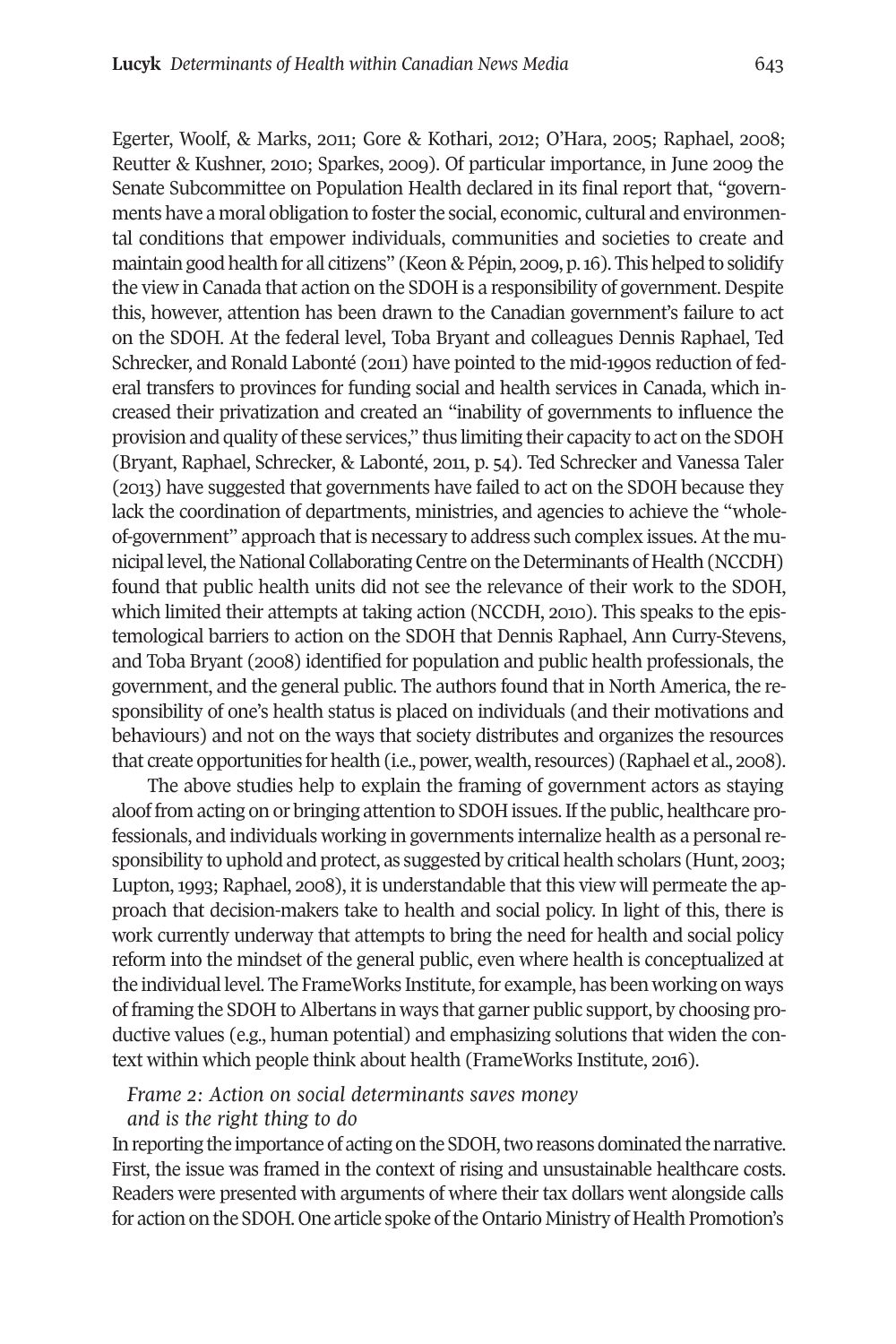Egerter, Woolf, & Marks, 2011; Gore & Kothari, 2012; O'Hara, 2005; Raphael, 2008; Reutter & Kushner, 2010; Sparkes, 2009). Of particular importance, in June 2009 the Senate Subcommittee on Population Health declared in its final report that, "governments have a moral obligation to foster the social, economic, cultural and environmental conditions that empower individuals, communities and societies to create and maintain good health for all citizens" (Keon & Pépin, 2009, p. 16). This helped to solidify the view in Canada that action on the SDOH is a responsibility of government. Despite this, however, attention has been drawn to the Canadian government's failure to act on the SDOH. At the federal level, Toba Bryant and colleagues Dennis Raphael, Ted Schrecker, and Ronald Labonté (2011) have pointed to the mid-1990s reduction of federal transfers to provinces for funding social and health services in Canada, which increased their privatization and created an "inability of governments to influence the provision and quality of these services," thus limiting their capacity to act on the SDOH (Bryant, Raphael, Schrecker, & Labonté, 2011, p. 54). Ted Schrecker and Vanessa Taler (2013) have suggested that governments have failed to act on the SDOH because they lack the coordination of departments, ministries, and agencies to achieve the "whole-of-government" approach that is necessary to address such complex issues. At the municipal level, the National Collaborating Centre on the Determinants of Health (NCCDH) found that public health units did not see the relevance of their work to the SDOH, which limited their attempts at taking action (NCCDH, 2010). This speaks to the epistemological barriers to action on the SDOH that Dennis Raphael, Ann Curry-Stevens, and Toba Bryant (2008) identified for population and public health professionals, the government, and the general public. The authors found that in North America, the responsibility of one's health status is placed on individuals (and their motivations and behaviours) and not on the ways that society distributes and organizes the resources that create opportunities for health (i.e., power, wealth, resources) (Raphael et al., 2008).

The above studies help to explain the framing of government actors as staying aloof from acting on or bringing attention to SDOH issues. If the public, healthcare professionals, and individuals working in governments internalize health as a personal responsibility to uphold and protect, as suggested by critical health scholars (Hunt, 2003; Lupton, 1993; Raphael, 2008), it is understandable that this view will permeate the approach that decision-makers take to health and social policy. In light of this, there is work currently underway that attempts to bring the need for health and social policy reform into the mindset of the general public, even where health is conceptualized at the individual level. The FrameWorks Institute, for example, has been working on ways of framing the SDOH to Albertans in ways that garner public support, by choosing productive values (e.g., human potential) and emphasizing solutions that widen the context within which people think about health (FrameWorks Institute, 2016).

### *Frame 2: Action on social determinants saves money and is the right thing to do*

In reporting the importance of acting on the SDOH, two reasons dominated the narrative. First, the issue was framed in the context of rising and unsustainable healthcare costs. Readers were presented with arguments of where their tax dollars went alongside calls for action on the SDOH. One article spoke of the Ontario Ministry of Health Promotion's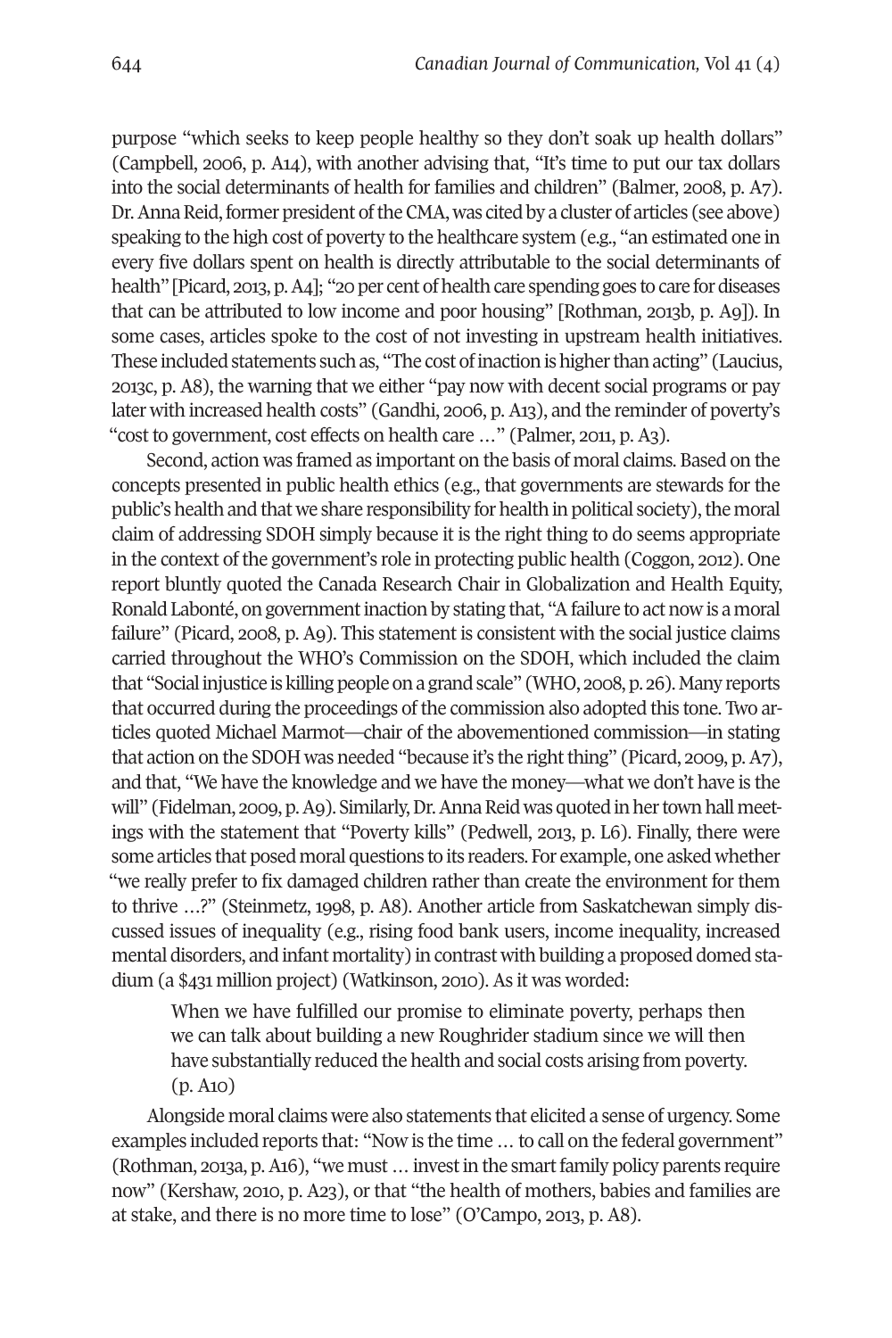purpose "which seeks to keep people healthy so they don't soak up health dollars" (Campbell, 2006, p. A14), with another advising that, "It's time to put our tax dollars into the social determinants of health for families and children" (Balmer, 2008, p. A7). Dr. Anna Reid, former president of the CMA, was cited by a cluster of articles (see above) speaking to the high cost of poverty to the healthcare system (e.g., "an estimated one in every five dollars spent on health is directly attributable to the social determinants of health" [Picard, 2013, p. A4]; "20 per cent of health care spending goes to care for diseases that can be attributed to low income and poor housing" [Rothman, 2013b, p. A9]). In some cases, articles spoke to the cost of not investing in upstream health initiatives. These included statements such as, "The cost of inaction is higher than acting" (Laucius, 2013c, p. A8), the warning that we either "pay now with decent social programs or pay later with increased health costs" (Gandhi, 2006, p. A13), and the reminder of poverty's "cost to government, cost effects on health care …" (Palmer, 2011, p. A3).

Second, action was framed as important on the basis of moral claims. Based on the concepts presented in public health ethics (e.g., that governments are stewards for the public's health and that we share responsibility for health in political society), the moral claim of addressing SDOH simply because it is the right thing to do seems appropriate in the context of the government's role in protecting public health (Coggon, 2012). One report bluntly quoted the Canada Research Chair in Globalization and Health Equity, Ronald Labonté, on government inaction by stating that, "A failure to act now is a moral failure" (Picard, 2008, p. A9). This statement is consistent with the social justice claims carried throughout the WHO's Commission on the SDOH, which included the claim that "Social injustice is killing people on a grand scale" (WHO, 2008, p. 26). Many reports that occurred during the proceedings of the commission also adopted this tone. Two articles quoted Michael Marmot—chair of the abovementioned commission—in stating that action on the SDOH was needed "because it's the right thing" (Picard, 2009, p. A7), and that, "We have the knowledge and we have the money—what we don't have is the will" (Fidelman, 2009, p. A9). Similarly, Dr. Anna Reid was quoted in her town hall meetings with the statement that "Poverty kills" (Pedwell, 2013, p. L6). Finally, there were some articles that posed moral questions to its readers. For example, one asked whether "we really prefer to fix damaged children rather than create the environment for them to thrive …?" (Steinmetz, 1998, p. A8). Another article from Saskatchewan simply discussed issues of inequality (e.g., rising food bank users, income inequality, increased mental disorders, and infant mortality) in contrast with building a proposed domed stadium (a $431 million project) (Watkinson, 2010). As it was worded:

> When we have fulfilled our promise to eliminate poverty, perhaps then we can talk about building a new Roughrider stadium since we will then have substantially reduced the health and social costs arising from poverty. (p. A10)

Alongside moral claims were also statements that elicited a sense of urgency. Some examples included reports that: "Now is the time … to call on the federal government" (Rothman, 2013a, p. A16), "we must … invest in the smart family policy parents require now" (Kershaw, 2010, p. A23), or that "the health of mothers, babies and families are at stake, and there is no more time to lose" (O'Campo, 2013, p. A8).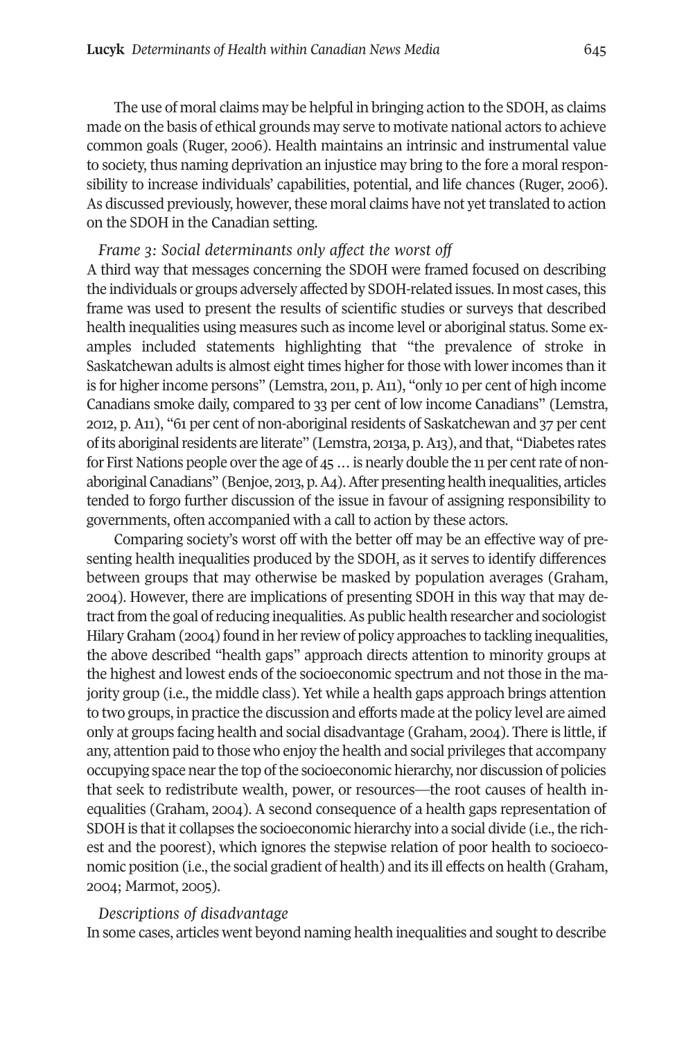The use of moral claims may be helpful in bringing action to the SDOH, as claims made on the basis of ethical grounds may serve to motivate national actors to achieve common goals (Ruger, 2006). Health maintains an intrinsic and instrumental value to society, thus naming deprivation an injustice may bring to the fore a moral responsibility to increase individuals' capabilities, potential, and life chances (Ruger, 2006). As discussed previously, however, these moral claims have not yet translated to action on the SDOH in the Canadian setting.

*Frame 3: Social determinants only affect the worst off*

A third way that messages concerning the SDOH were framed focused on describing the individuals or groups adversely affected by SDOH-related issues. In most cases, this frame was used to present the results of scientific studies or surveys that described health inequalities using measures such as income level or aboriginal status. Some examples included statements highlighting that "the prevalence of stroke in Saskatchewan adults is almost eight times higher for those with lower incomes than it is for higher income persons" (Lemstra, 2011, p. A11), "only 10 per cent of high income Canadians smoke daily, compared to 33 per cent of low income Canadians" (Lemstra, 2012, p. A11), "61 per cent of non-aboriginal residents of Saskatchewan and 37 per cent of its aboriginal residents are literate" (Lemstra, 2013a, p. A13), and that, "Diabetes rates for First Nations people over the age of 45 … is nearly double the 11 per cent rate of non-aboriginal Canadians" (Benjoe, 2013, p. A4). After presenting health inequalities, articles tended to forgo further discussion of the issue in favour of assigning responsibility to governments, often accompanied with a call to action by these actors.

Comparing society's worst off with the better off may be an effective way of presenting health inequalities produced by the SDOH, as it serves to identify differences between groups that may otherwise be masked by population averages (Graham, 2004). However, there are implications of presenting SDOH in this way that may detract from the goal of reducing inequalities. As public health researcher and sociologist Hilary Graham (2004) found in her review of policy approaches to tackling inequalities, the above described "health gaps" approach directs attention to minority groups at the highest and lowest ends of the socioeconomic spectrum and not those in the majority group (i.e., the middle class). Yet while a health gaps approach brings attention to two groups, in practice the discussion and efforts made at the policy level are aimed only at groups facing health and social disadvantage (Graham, 2004). There is little, if any, attention paid to those who enjoy the health and social privileges that accompany occupying space near the top of the socioeconomic hierarchy, nor discussion of policies that seek to redistribute wealth, power, or resources—the root causes of health inequalities (Graham, 2004). A second consequence of a health gaps representation of SDOH is that it collapses the socioeconomic hierarchy into a social divide (i.e., the richest and the poorest), which ignores the stepwise relation of poor health to socioeconomic position (i.e., the social gradient of health) and its ill effects on health (Graham, 2004; Marmot, 2005).

*Descriptions of disadvantage*

In some cases, articles went beyond naming health inequalities and sought to describe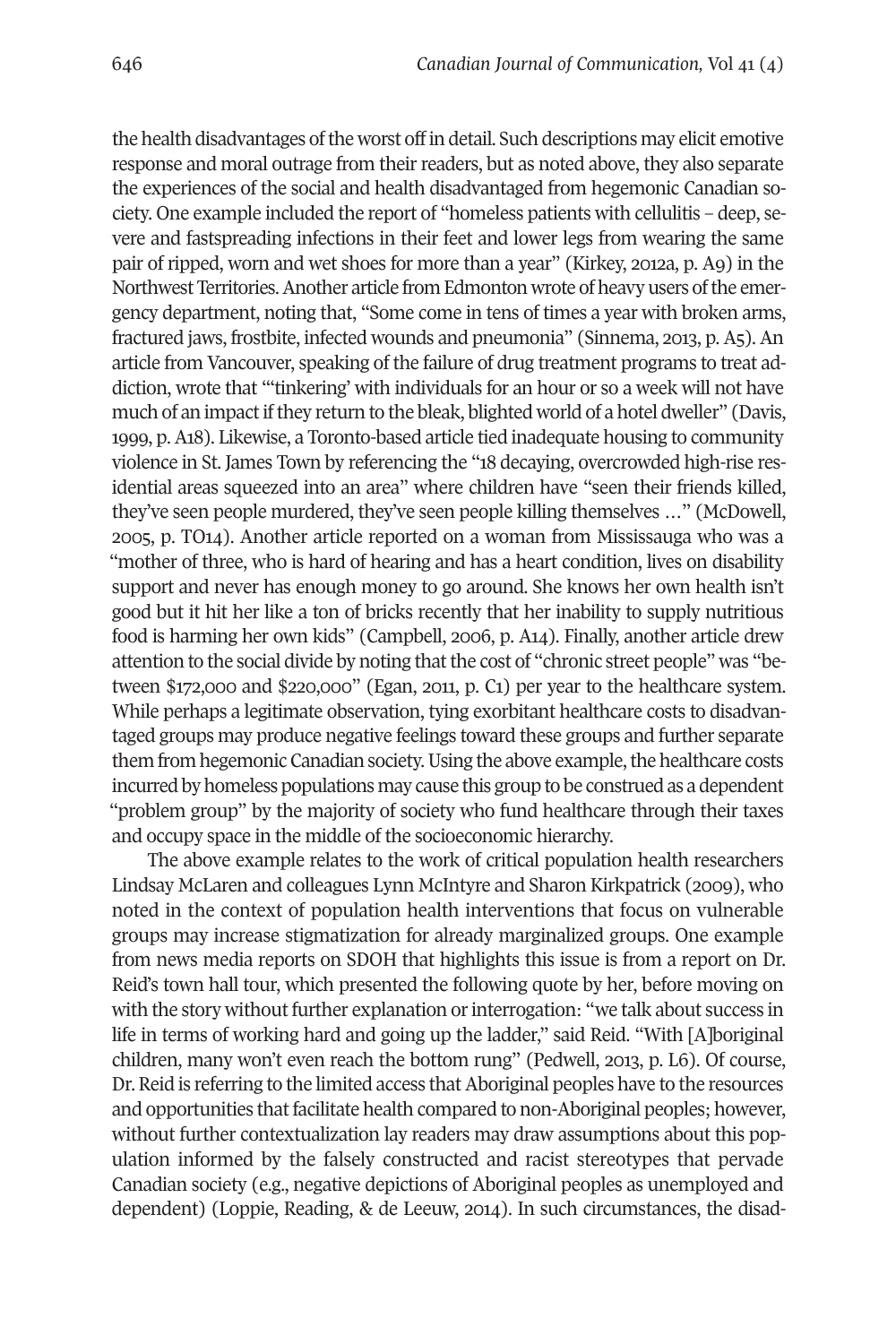the health disadvantages of the worst off in detail. Such descriptions may elicit emotive response and moral outrage from their readers, but as noted above, they also separate the experiences of the social and health disadvantaged from hegemonic Canadian society. One example included the report of "homeless patients with cellulitis – deep, severe and fastspreading infections in their feet and lower legs from wearing the same pair of ripped, worn and wet shoes for more than a year" (Kirkey, 2012a, p. A9) in the Northwest Territories. Another article from Edmonton wrote of heavy users of the emergency department, noting that, "Some come in tens of times a year with broken arms, fractured jaws, frostbite, infected wounds and pneumonia" (Sinnema, 2013, p. A5). An article from Vancouver, speaking of the failure of drug treatment programs to treat addiction, wrote that "'tinkering' with individuals for an hour or so a week will not have much of an impact if they return to the bleak, blighted world of a hotel dweller" (Davis, 1999, p. A18). Likewise, a Toronto-based article tied inadequate housing to community violence in St. James Town by referencing the "18 decaying, overcrowded high-rise residential areas squeezed into an area" where children have "seen their friends killed, they've seen people murdered, they've seen people killing themselves …" (McDowell, 2005, p. TO14). Another article reported on a woman from Mississauga who was a "mother of three, who is hard of hearing and has a heart condition, lives on disability support and never has enough money to go around. She knows her own health isn't good but it hit her like a ton of bricks recently that her inability to supply nutritious food is harming her own kids" (Campbell, 2006, p. A14). Finally, another article drew attention to the social divide by noting that the cost of "chronic street people" was "between $172,000 and $220,000" (Egan, 2011, p. C1) per year to the healthcare system. While perhaps a legitimate observation, tying exorbitant healthcare costs to disadvantaged groups may produce negative feelings toward these groups and further separate them from hegemonic Canadian society. Using the above example, the healthcare costs incurred by homeless populations may cause this group to be construed as a dependent "problem group" by the majority of society who fund healthcare through their taxes and occupy space in the middle of the socioeconomic hierarchy.

The above example relates to the work of critical population health researchers Lindsay McLaren and colleagues Lynn McIntyre and Sharon Kirkpatrick (2009), who noted in the context of population health interventions that focus on vulnerable groups may increase stigmatization for already marginalized groups. One example from news media reports on SDOH that highlights this issue is from a report on Dr. Reid's town hall tour, which presented the following quote by her, before moving on with the story without further explanation or interrogation: "we talk about success in life in terms of working hard and going up the ladder," said Reid. "With [A]boriginal children, many won't even reach the bottom rung" (Pedwell, 2013, p. L6). Of course, Dr. Reid is referring to the limited access that Aboriginal peoples have to the resources and opportunities that facilitate health compared to non-Aboriginal peoples; however, without further contextualization lay readers may draw assumptions about this population informed by the falsely constructed and racist stereotypes that pervade Canadian society (e.g., negative depictions of Aboriginal peoples as unemployed and dependent) (Loppie, Reading, & de Leeuw, 2014). In such circumstances, the disad-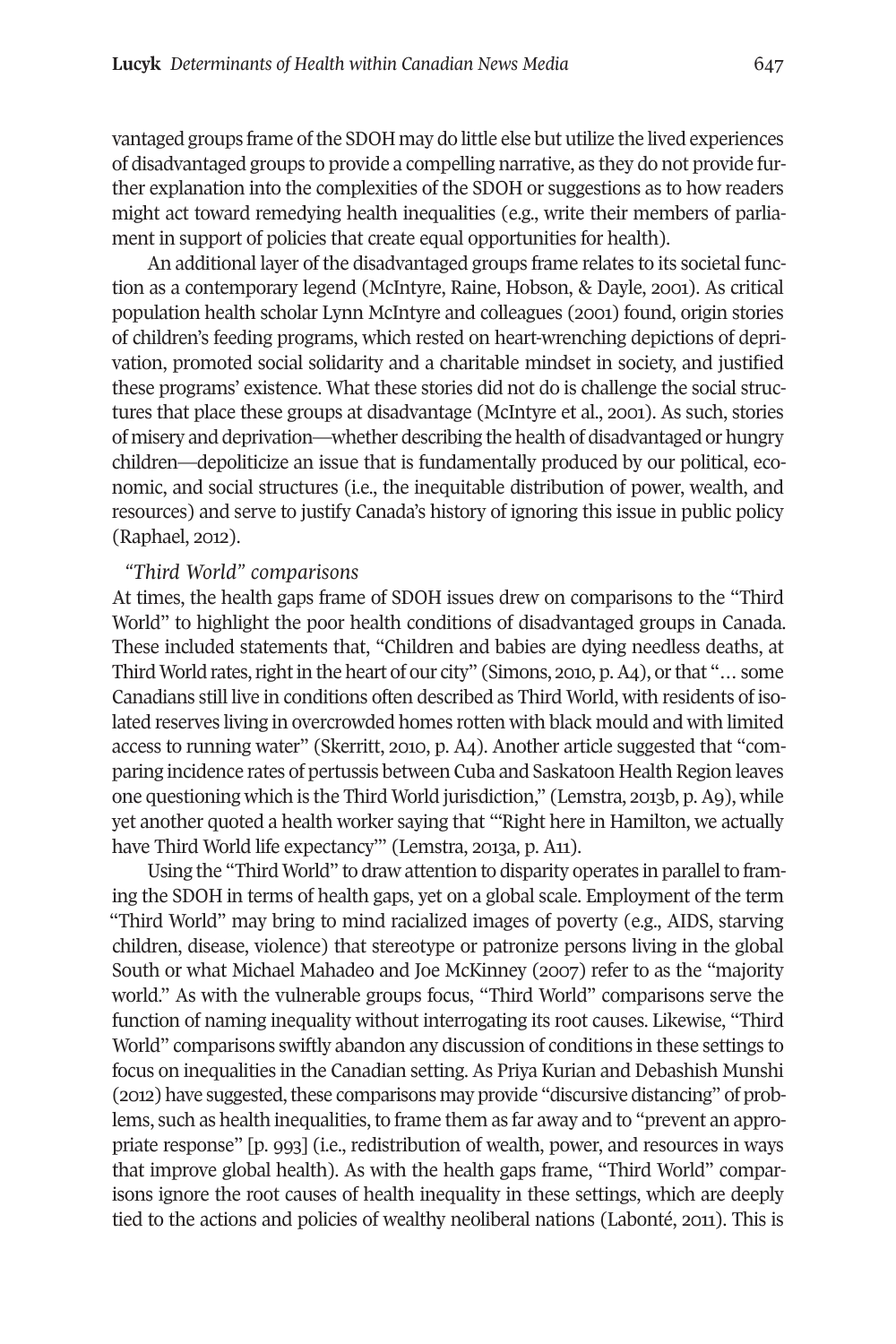vantaged groups frame of the SDOH may do little else but utilize the lived experiences of disadvantaged groups to provide a compelling narrative, as they do not provide further explanation into the complexities of the SDOH or suggestions as to how readers might act toward remedying health inequalities (e.g., write their members of parliament in support of policies that create equal opportunities for health).

An additional layer of the disadvantaged groups frame relates to its societal function as a contemporary legend (McIntyre, Raine, Hobson, & Dayle, 2001). As critical population health scholar Lynn McIntyre and colleagues (2001) found, origin stories of children's feeding programs, which rested on heart-wrenching depictions of deprivation, promoted social solidarity and a charitable mindset in society, and justified these programs' existence. What these stories did not do is challenge the social structures that place these groups at disadvantage (McIntyre et al., 2001). As such, stories of misery and deprivation—whether describing the health of disadvantaged or hungry children—depoliticize an issue that is fundamentally produced by our political, economic, and social structures (i.e., the inequitable distribution of power, wealth, and resources) and serve to justify Canada's history of ignoring this issue in public policy (Raphael, 2012).

*"Third World" comparisons*

At times, the health gaps frame of SDOH issues drew on comparisons to the "Third World" to highlight the poor health conditions of disadvantaged groups in Canada. These included statements that, "Children and babies are dying needless deaths, at Third World rates, right in the heart of our city" (Simons, 2010, p. A4), or that "… some Canadians still live in conditions often described as Third World, with residents of isolated reserves living in overcrowded homes rotten with black mould and with limited access to running water" (Skerritt, 2010, p. A4). Another article suggested that "comparing incidence rates of pertussis between Cuba and Saskatoon Health Region leaves one questioning which is the Third World jurisdiction," (Lemstra, 2013b, p. A9), while yet another quoted a health worker saying that "'Right here in Hamilton, we actually have Third World life expectancy'" (Lemstra, 2013a, p. A11).

Using the "Third World" to draw attention to disparity operates in parallel to framing the SDOH in terms of health gaps, yet on a global scale. Employment of the term "Third World" may bring to mind racialized images of poverty (e.g., AIDS, starving children, disease, violence) that stereotype or patronize persons living in the global South or what Michael Mahadeo and Joe McKinney (2007) refer to as the "majority world." As with the vulnerable groups focus, "Third World" comparisons serve the function of naming inequality without interrogating its root causes. Likewise, "Third World" comparisons swiftly abandon any discussion of conditions in these settings to focus on inequalities in the Canadian setting. As Priya Kurian and Debashish Munshi (2012) have suggested, these comparisons may provide "discursive distancing" of problems, such as health inequalities, to frame them as far away and to "prevent an appropriate response" [p. 993] (i.e., redistribution of wealth, power, and resources in ways that improve global health). As with the health gaps frame, "Third World" comparisons ignore the root causes of health inequality in these settings, which are deeply tied to the actions and policies of wealthy neoliberal nations (Labonté, 2011). This is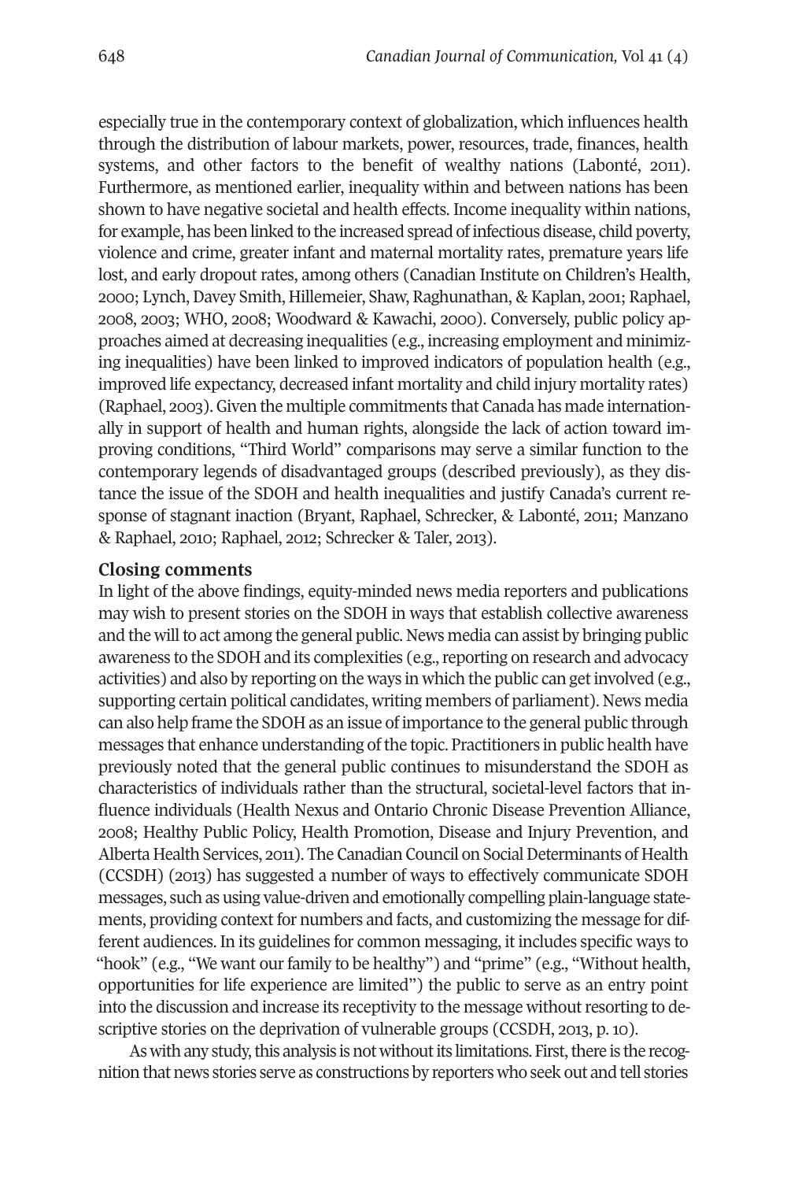especially true in the contemporary context of globalization, which influences health through the distribution of labour markets, power, resources, trade, finances, health systems, and other factors to the benefit of wealthy nations (Labonté, 2011). Furthermore, as mentioned earlier, inequality within and between nations has been shown to have negative societal and health effects. Income inequality within nations, for example, has been linked to the increased spread of infectious disease, child poverty, violence and crime, greater infant and maternal mortality rates, premature years life lost, and early dropout rates, among others (Canadian Institute on Children's Health, 2000; Lynch, Davey Smith, Hillemeier, Shaw, Raghunathan, & Kaplan, 2001; Raphael, 2008, 2003; WHO, 2008; Woodward & Kawachi, 2000). Conversely, public policy approaches aimed at decreasing inequalities (e.g., increasing employment and minimizing inequalities) have been linked to improved indicators of population health (e.g., improved life expectancy, decreased infant mortality and child injury mortality rates) (Raphael, 2003). Given the multiple commitments that Canada has made internationally in support of health and human rights, alongside the lack of action toward improving conditions, "Third World" comparisons may serve a similar function to the contemporary legends of disadvantaged groups (described previously), as they distance the issue of the SDOH and health inequalities and justify Canada's current response of stagnant inaction (Bryant, Raphael, Schrecker, & Labonté, 2011; Manzano & Raphael, 2010; Raphael, 2012; Schrecker & Taler, 2013).

## Closing comments

In light of the above findings, equity-minded news media reporters and publications may wish to present stories on the SDOH in ways that establish collective awareness and the will to act among the general public. News media can assist by bringing public awareness to the SDOH and its complexities (e.g., reporting on research and advocacy activities) and also by reporting on the ways in which the public can get involved (e.g., supporting certain political candidates, writing members of parliament). News media can also help frame the SDOH as an issue of importance to the general public through messages that enhance understanding of the topic. Practitioners in public health have previously noted that the general public continues to misunderstand the SDOH as characteristics of individuals rather than the structural, societal-level factors that influence individuals (Health Nexus and Ontario Chronic Disease Prevention Alliance, 2008; Healthy Public Policy, Health Promotion, Disease and Injury Prevention, and Alberta Health Services, 2011). The Canadian Council on Social Determinants of Health (CCSDH) (2013) has suggested a number of ways to effectively communicate SDOH messages, such as using value-driven and emotionally compelling plain-language statements, providing context for numbers and facts, and customizing the message for different audiences. In its guidelines for common messaging, it includes specific ways to "hook" (e.g., "We want our family to be healthy") and "prime" (e.g., "Without health, opportunities for life experience are limited") the public to serve as an entry point into the discussion and increase its receptivity to the message without resorting to descriptive stories on the deprivation of vulnerable groups (CCSDH, 2013, p. 10).

As with any study, this analysis is not without its limitations. First, there is the recognition that news stories serve as constructions by reporters who seek out and tell stories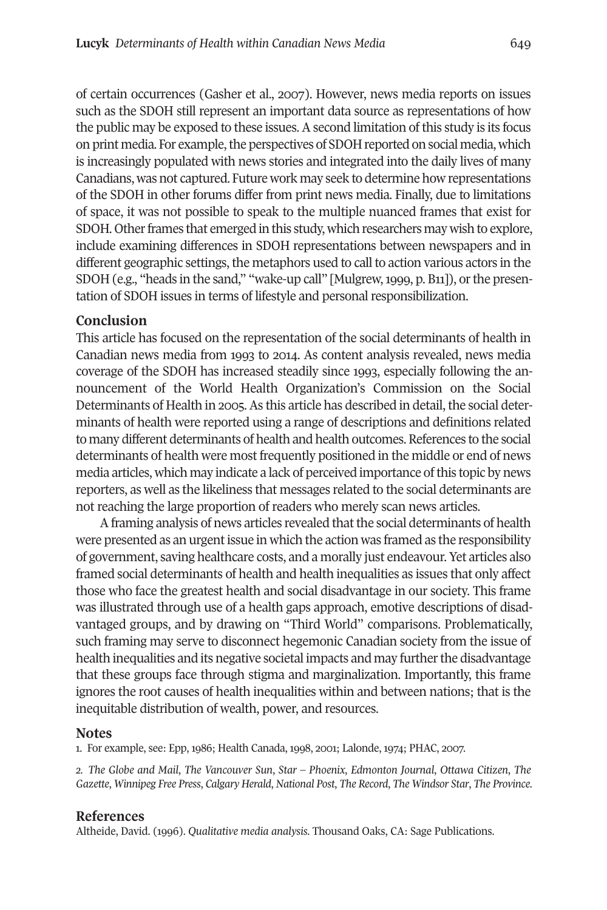of certain occurrences (Gasher et al., 2007). However, news media reports on issues such as the SDOH still represent an important data source as representations of how the public may be exposed to these issues. A second limitation of this study is its focus on print media. For example, the perspectives of SDOH reported on social media, which is increasingly populated with news stories and integrated into the daily lives of many Canadians, was not captured. Future work may seek to determine how representations of the SDOH in other forums differ from print news media. Finally, due to limitations of space, it was not possible to speak to the multiple nuanced frames that exist for SDOH. Other frames that emerged in this study, which researchers may wish to explore, include examining differences in SDOH representations between newspapers and in different geographic settings, the metaphors used to call to action various actors in the SDOH (e.g., "heads in the sand," "wake-up call" [Mulgrew, 1999, p. B11]), or the presentation of SDOH issues in terms of lifestyle and personal responsibilization.

## Conclusion

This article has focused on the representation of the social determinants of health in Canadian news media from 1993 to 2014. As content analysis revealed, news media coverage of the SDOH has increased steadily since 1993, especially following the announcement of the World Health Organization's Commission on the Social Determinants of Health in 2005. As this article has described in detail, the social determinants of health were reported using a range of descriptions and definitions related to many different determinants of health and health outcomes. References to the social determinants of health were most frequently positioned in the middle or end of news media articles, which may indicate a lack of perceived importance of this topic by news reporters, as well as the likeliness that messages related to the social determinants are not reaching the large proportion of readers who merely scan news articles.

A framing analysis of news articles revealed that the social determinants of health were presented as an urgent issue in which the action was framed as the responsibility of government, saving healthcare costs, and a morally just endeavour. Yet articles also framed social determinants of health and health inequalities as issues that only affect those who face the greatest health and social disadvantage in our society. This frame was illustrated through use of a health gaps approach, emotive descriptions of disadvantaged groups, and by drawing on "Third World" comparisons. Problematically, such framing may serve to disconnect hegemonic Canadian society from the issue of health inequalities and its negative societal impacts and may further the disadvantage that these groups face through stigma and marginalization. Importantly, this frame ignores the root causes of health inequalities within and between nations; that is the inequitable distribution of wealth, power, and resources.

## Notes

1. For example, see: Epp, 1986; Health Canada, 1998, 2001; Lalonde, 1974; PHAC, 2007.

2. *The Globe and Mail*, *The Vancouver Sun*, *Star – Phoenix*, *Edmonton Journal*, *Ottawa Citizen*, *The Gazette*, *Winnipeg Free Press*, *Calgary Herald*, *National Post*, *The Record*, *The Windsor Star*, *The Province*.

## References

Altheide, David. (1996). *Qualitative media analysis.* Thousand Oaks, CA: Sage Publications.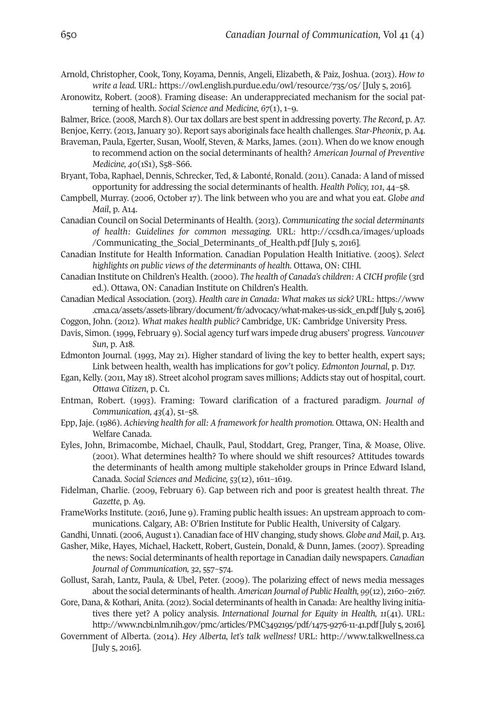Arnold, Christopher, Cook, Tony, Koyama, Dennis, Angeli, Elizabeth, & Paiz, Joshua. (2013). *How to write a lead.* URL: https://owl.english.purdue.edu/owl/resource/735/05/ [July 5, 2016].

Aronowitz, Robert. (2008). Framing disease: An underappreciated mechanism for the social patterning of health. *Social Science and Medicine, 67*(1), 1–9.

Balmer, Brice. (2008, March 8). Our tax dollars are best spent in addressing poverty. *The Record*, p. A7.

Benjoe, Kerry. (2013, January 30). Report says aboriginals face health challenges. *Star-Pheonix*, p. A4.

Braveman, Paula, Egerter, Susan, Woolf, Steven, & Marks, James. (2011). When do we know enough to recommend action on the social determinants of health? *American Journal of Preventive Medicine, 40*(1S1), S58–S66.

Bryant, Toba, Raphael, Dennis, Schrecker, Ted, & Labonté, Ronald. (2011). Canada: A land of missed opportunity for addressing the social determinants of health. *Health Policy, 101*, 44–58.

Campbell, Murray. (2006, October 17). The link between who you are and what you eat. *Globe and Mail*, p. A14.

Canadian Council on Social Determinants of Health. (2013). *Communicating the social determinants of health: Guidelines for common messaging.* URL: http://ccsdh.ca/images/uploads/Communicating_the_Social_Determinants_of_Health.pdf [July 5, 2016].

Canadian Institute for Health Information. Canadian Population Health Initiative. (2005). *Select highlights on public views of the determinants of health.* Ottawa, ON: CIHI.

Canadian Institute on Children's Health. (2000). *The health of Canada's children: A CICH profile* (3rd ed.). Ottawa, ON: Canadian Institute on Children's Health.

Canadian Medical Association. (2013). *Health care in Canada: What makes us sick?* URL: https://www.cma.ca/assets/assets-library/document/fr/advocacy/what-makes-us-sick_en.pdf [July 5, 2016].

Coggon, John. (2012). *What makes health public?* Cambridge, UK: Cambridge University Press.

Davis, Simon. (1999, February 9). Social agency turf wars impede drug abusers' progress. *Vancouver Sun*, p. A18.

Edmonton Journal. (1993, May 21). Higher standard of living the key to better health, expert says; Link between health, wealth has implications for gov't policy. *Edmonton Journal*, p. D17.

Egan, Kelly. (2011, May 18). Street alcohol program saves millions; Addicts stay out of hospital, court. *Ottawa Citizen*, p. C1.

Entman, Robert. (1993). Framing: Toward clarification of a fractured paradigm. *Journal of Communication, 43*(4), 51–58.

Epp, Jaje. (1986). *Achieving health for all: A framework for health promotion.* Ottawa, ON: Health and Welfare Canada.

Eyles, John, Brimacombe, Michael, Chaulk, Paul, Stoddart, Greg, Pranger, Tina, & Moase, Olive. (2001). What determines health? To where should we shift resources? Attitudes towards the determinants of health among multiple stakeholder groups in Prince Edward Island, Canada. *Social Sciences and Medicine, 53*(12), 1611–1619.

Fidelman, Charlie. (2009, February 6). Gap between rich and poor is greatest health threat. *The Gazette*, p. A9.

FrameWorks Institute. (2016, June 9). Framing public health issues: An upstream approach to communications. Calgary, AB: O'Brien Institute for Public Health, University of Calgary.

Gandhi, Unnati. (2006, August 1). Canadian face of HIV changing, study shows. *Globe and Mail*, p. A13.

Gasher, Mike, Hayes, Michael, Hackett, Robert, Gustein, Donald, & Dunn, James. (2007). Spreading the news: Social determinants of health reportage in Canadian daily newspapers. *Canadian Journal of Communication, 32*, 557–574.

Gollust, Sarah, Lantz, Paula, & Ubel, Peter. (2009). The polarizing effect of news media messages about the social determinants of health. *American Journal of Public Health, 99*(12), 2160–2167.

Gore, Dana, & Kothari, Anita. (2012). Social determinants of health in Canada: Are healthy living initiatives there yet? A policy analysis. *International Journal for Equity in Health, 11*(41). URL: http://www.ncbi.nlm.nih.gov/pmc/articles/PMC3492195/pdf/1475-9276-11-41.pdf [July 5, 2016].

Government of Alberta. (2014). *Hey Alberta, let's talk wellness!* URL: http://www.talkwellness.ca [July 5, 2016].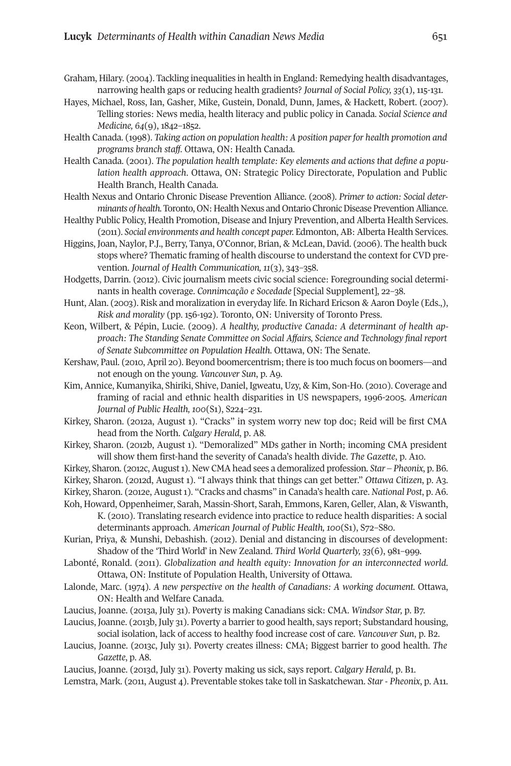Graham, Hilary. (2004). Tackling inequalities in health in England: Remedying health disadvantages, narrowing health gaps or reducing health gradients? *Journal of Social Policy, 33*(1), 115-131.

Hayes, Michael, Ross, Ian, Gasher, Mike, Gustein, Donald, Dunn, James, & Hackett, Robert. (2007). Telling stories: News media, health literacy and public policy in Canada. *Social Science and Medicine, 64*(9), 1842–1852.

Health Canada. (1998). *Taking action on population health: A position paper for health promotion and programs branch staff.* Ottawa, ON: Health Canada.

Health Canada. (2001). *The population health template: Key elements and actions that define a population health approach*. Ottawa, ON: Strategic Policy Directorate, Population and Public Health Branch, Health Canada.

Health Nexus and Ontario Chronic Disease Prevention Alliance. (2008). *Primer to action: Social determinants of health.* Toronto, ON: Health Nexus and Ontario Chronic Disease Prevention Alliance.

Healthy Public Policy, Health Promotion, Disease and Injury Prevention, and Alberta Health Services. (2011). *Social environments and health concept paper.* Edmonton, AB: Alberta Health Services.

Higgins, Joan, Naylor, P.J., Berry, Tanya, O'Connor, Brian, & McLean, David. (2006). The health buck stops where? Thematic framing of health discourse to understand the context for CVD prevention. *Journal of Health Communication, 11*(3), 343–358.

Hodgetts, Darrin. (2012). Civic journalism meets civic social science: Foregrounding social determinants in health coverage. *Connimcação e Socedade* [Special Supplement], 22–38.

Hunt, Alan. (2003). Risk and moralization in everyday life. In Richard Ericson & Aaron Doyle (Eds.,), *Risk and morality* (pp. 156-192). Toronto, ON: University of Toronto Press.

Keon, Wilbert, & Pépin, Lucie. (2009). *A healthy, productive Canada: A determinant of health approach: The Standing Senate Committee on Social Affairs, Science and Technology final report of Senate Subcommittee on Population Health.* Ottawa, ON: The Senate.

Kershaw, Paul. (2010, April 20). Beyond boomercentrism; there is too much focus on boomers—and not enough on the young. *Vancouver Sun*, p. A9.

Kim, Annice, Kumanyika, Shiriki, Shive, Daniel, Igweatu, Uzy, & Kim, Son-Ho. (2010). Coverage and framing of racial and ethnic health disparities in US newspapers, 1996-2005. *American Journal of Public Health, 100*(S1), S224–231.

Kirkey, Sharon. (2012a, August 1). "Cracks" in system worry new top doc; Reid will be first CMA head from the North. *Calgary Herald*, p. A8.

Kirkey, Sharon. (2012b, August 1). "Demoralized" MDs gather in North; incoming CMA president will show them first-hand the severity of Canada's health divide. *The Gazette*, p. A10.

Kirkey, Sharon. (2012c, August 1). New CMA head sees a demoralized profession. *Star – Pheonix*, p. B6.

Kirkey, Sharon. (2012d, August 1). "I always think that things can get better." *Ottawa Citizen*, p. A3.

Kirkey, Sharon. (2012e, August 1). "Cracks and chasms" in Canada's health care. *National Post*, p. A6.

Koh, Howard, Oppenheimer, Sarah, Massin-Short, Sarah, Emmons, Karen, Geller, Alan, & Viswanth, K. (2010). Translating research evidence into practice to reduce health disparities: A social determinants approach. *American Journal of Public Health, 100*(S1), S72–S80.

Kurian, Priya, & Munshi, Debashish. (2012). Denial and distancing in discourses of development: Shadow of the 'Third World' in New Zealand. *Third World Quarterly, 33*(6), 981–999.

Labonté, Ronald. (2011). *Globalization and health equity: Innovation for an interconnected world.* Ottawa, ON: Institute of Population Health, University of Ottawa.

Lalonde, Marc. (1974). *A new perspective on the health of Canadians: A working document.* Ottawa, ON: Health and Welfare Canada.

Laucius, Joanne. (2013a, July 31). Poverty is making Canadians sick: CMA. *Windsor Star,* p. B7.

Laucius, Joanne. (2013b, July 31). Poverty a barrier to good health, says report; Substandard housing, social isolation, lack of access to healthy food increase cost of care. *Vancouver Sun*, p. B2.

Laucius, Joanne. (2013c, July 31). Poverty creates illness: CMA; Biggest barrier to good health. *The Gazette*, p. A8.

Laucius, Joanne. (2013d, July 31). Poverty making us sick, says report. *Calgary Herald*, p. B1.

Lemstra, Mark. (2011, August 4). Preventable stokes take toll in Saskatchewan. *Star - Pheonix*, p. A11.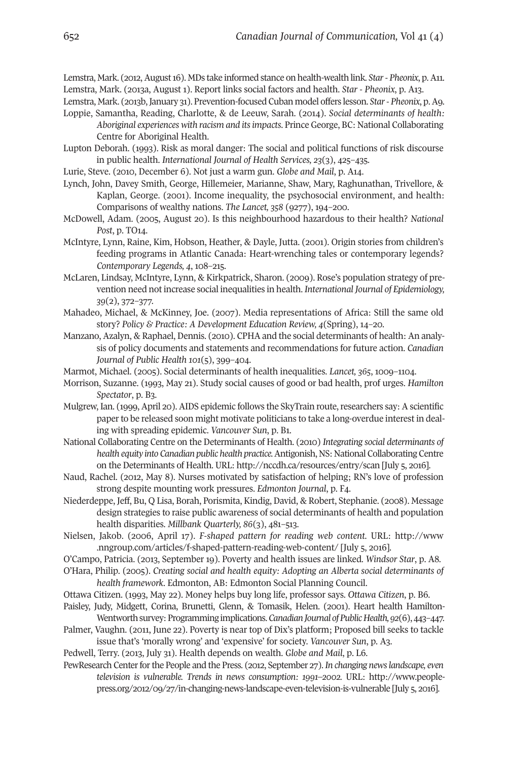Lemstra, Mark. (2012, August 16). MDs take informed stance on health-wealth link. *Star - Pheonix*, p. A11.

Lemstra, Mark. (2013a, August 1). Report links social factors and health. *Star - Pheonix*, p. A13.

Lemstra, Mark. (2013b, January 31). Prevention-focused Cuban model offers lesson. *Star - Pheonix*, p. A9.

Loppie, Samantha, Reading, Charlotte, & de Leeuw, Sarah. (2014). *Social determinants of health: Aboriginal experiences with racism and its impacts*. Prince George, BC: National Collaborating Centre for Aboriginal Health.

Lupton Deborah. (1993). Risk as moral danger: The social and political functions of risk discourse in public health. *International Journal of Health Services, 23*(3), 425–435.

Lurie, Steve. (2010, December 6). Not just a warm gun. *Globe and Mail*, p. A14.

Lynch, John, Davey Smith, George, Hillemeier, Marianne, Shaw, Mary, Raghunathan, Trivellore, & Kaplan, George. (2001). Income inequality, the psychosocial environment, and health: Comparisons of wealthy nations. *The Lancet, 358* (9277), 194–200.

McDowell, Adam. (2005, August 20). Is this neighbourhood hazardous to their health? *National Post*, p. TO14.

McIntyre, Lynn, Raine, Kim, Hobson, Heather, & Dayle, Jutta. (2001). Origin stories from children's feeding programs in Atlantic Canada: Heart-wrenching tales or contemporary legends? *Contemporary Legends, 4*, 108–215.

McLaren, Lindsay, McIntyre, Lynn, & Kirkpatrick, Sharon. (2009). Rose's population strategy of prevention need not increase social inequalities in health. *International Journal of Epidemiology, 39*(2), 372–377.

Mahadeo, Michael, & McKinney, Joe. (2007). Media representations of Africa: Still the same old story? *Policy & Practice: A Development Education Review, 4*(Spring), 14–20.

Manzano, Azalyn, & Raphael, Dennis. (2010). CPHA and the social determinants of health: An analysis of policy documents and statements and recommendations for future action. *Canadian Journal of Public Health 101*(5), 399–404.

Marmot, Michael. (2005). Social determinants of health inequalities. *Lancet, 365*, 1009–1104.

Morrison, Suzanne. (1993, May 21). Study social causes of good or bad health, prof urges. *Hamilton Spectator*, p. B3.

Mulgrew, Ian. (1999, April 20). AIDS epidemic follows the SkyTrain route, researchers say: A scientific paper to be released soon might motivate politicians to take a long-overdue interest in dealing with spreading epidemic. *Vancouver Sun*, p. B1.

National Collaborating Centre on the Determinants of Health. (2010) *Integrating social determinants of health equity into Canadian public health practice*. Antigonish, NS: National Collaborating Centre on the Determinants of Health. URL: http://nccdh.ca/resources/entry/scan [July 5, 2016].

Naud, Rachel. (2012, May 8). Nurses motivated by satisfaction of helping; RN's love of profession strong despite mounting work pressures. *Edmonton Journal*, p. F4.

Niederdeppe, Jeff, Bu, Q Lisa, Borah, Porismita, Kindig, David, & Robert, Stephanie. (2008). Message design strategies to raise public awareness of social determinants of health and population health disparities. *Millbank Quarterly, 86*(3), 481–513.

Nielsen, Jakob. (2006, April 17). *F-shaped pattern for reading web content*. URL: http://www.nngroup.com/articles/f-shaped-pattern-reading-web-content/ [July 5, 2016].

O'Campo, Patricia. (2013, September 19). Poverty and health issues are linked. *Windsor Star*, p. A8.

O'Hara, Philip. (2005). *Creating social and health equity: Adopting an Alberta social determinants of health framework*. Edmonton, AB: Edmonton Social Planning Council.

Ottawa Citizen. (1993, May 22). Money helps buy long life, professor says. *Ottawa Citizen*, p. B6.

Paisley, Judy, Midgett, Corina, Brunetti, Glenn, & Tomasik, Helen. (2001). Heart health Hamilton-Wentworth survey: Programming implications. *Canadian Journal of Public Health, 92*(6), 443–447.

Palmer, Vaughn. (2011, June 22). Poverty is near top of Dix's platform; Proposed bill seeks to tackle issue that's 'morally wrong' and 'expensive' for society. *Vancouver Sun*, p. A3.

Pedwell, Terry. (2013, July 31). Health depends on wealth. *Globe and Mail*, p. L6.

PewResearch Center for the People and the Press. (2012, September 27). *In changing news landscape, even television is vulnerable. Trends in news consumption: 1991–2002.* URL: http://www.people-press.org/2012/09/27/in-changing-news-landscape-even-television-is-vulnerable [July 5, 2016].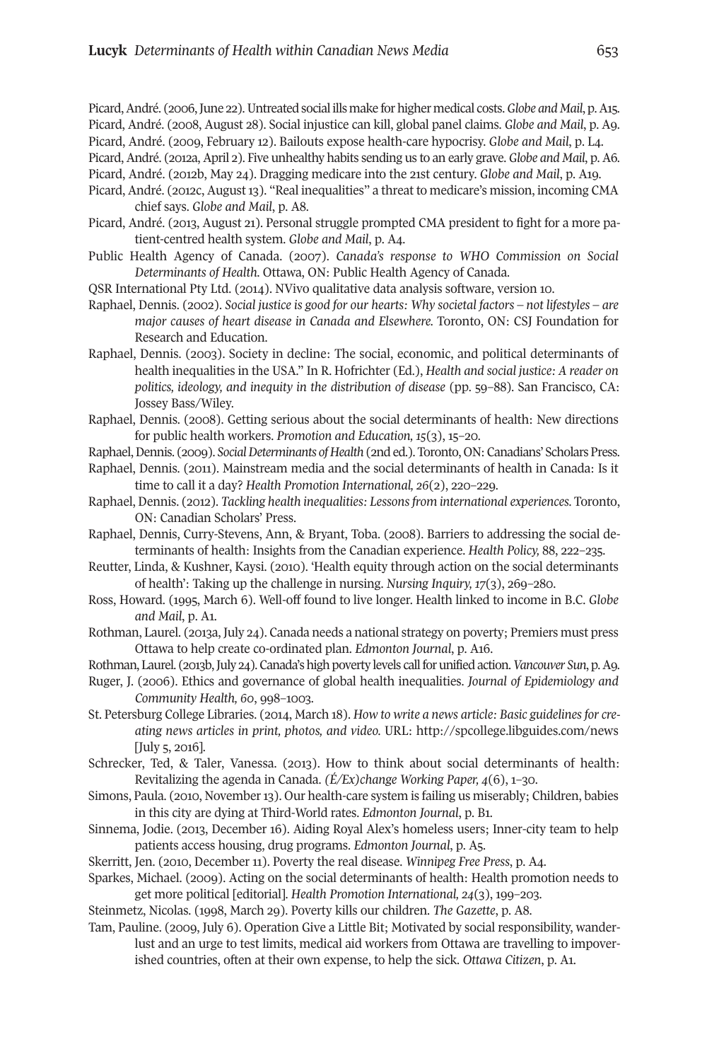Picard, André. (2006, June 22). Untreated social ills make for higher medical costs. *Globe and Mail*, p. A15.

Picard, André. (2008, August 28). Social injustice can kill, global panel claims. *Globe and Mail*, p. A9.

Picard, André. (2009, February 12). Bailouts expose health-care hypocrisy. *Globe and Mail*, p. L4.

Picard, André. (2012a, April 2). Five unhealthy habits sending us to an early grave. *Globe and Mail*, p. A6.

Picard, André. (2012b, May 24). Dragging medicare into the 21st century. *Globe and Mail*, p. A19.

Picard, André. (2012c, August 13). "Real inequalities" a threat to medicare's mission, incoming CMA chief says. *Globe and Mail*, p. A8.

Picard, André. (2013, August 21). Personal struggle prompted CMA president to fight for a more patient-centred health system. *Globe and Mail*, p. A4.

Public Health Agency of Canada. (2007). *Canada's response to WHO Commission on Social Determinants of Health.* Ottawa, ON: Public Health Agency of Canada.

QSR International Pty Ltd. (2014). NVivo qualitative data analysis software, version 10.

Raphael, Dennis. (2002). *Social justice is good for our hearts: Why societal factors – not lifestyles – are major causes of heart disease in Canada and Elsewhere.* Toronto, ON: CSJ Foundation for Research and Education.

Raphael, Dennis. (2003). Society in decline: The social, economic, and political determinants of health inequalities in the USA." In R. Hofrichter (Ed.), *Health and social justice: A reader on politics, ideology, and inequity in the distribution of disease* (pp. 59–88). San Francisco, CA: Jossey Bass/Wiley.

Raphael, Dennis. (2008). Getting serious about the social determinants of health: New directions for public health workers. *Promotion and Education, 15*(3), 15–20.

Raphael, Dennis. (2009). *Social Determinants of Health* (2nd ed.). Toronto, ON: Canadians' Scholars Press.

Raphael, Dennis. (2011). Mainstream media and the social determinants of health in Canada: Is it time to call it a day? *Health Promotion International, 26*(2), 220–229.

Raphael, Dennis. (2012). *Tackling health inequalities: Lessons from international experiences.* Toronto, ON: Canadian Scholars' Press.

Raphael, Dennis, Curry-Stevens, Ann, & Bryant, Toba. (2008). Barriers to addressing the social determinants of health: Insights from the Canadian experience. *Health Policy,* 88, 222–235.

Reutter, Linda, & Kushner, Kaysi. (2010). 'Health equity through action on the social determinants of health': Taking up the challenge in nursing. *Nursing Inquiry, 17*(3), 269–280.

Ross, Howard. (1995, March 6). Well-off found to live longer. Health linked to income in B.C. *Globe and Mail*, p. A1.

Rothman, Laurel. (2013a, July 24). Canada needs a national strategy on poverty; Premiers must press Ottawa to help create co-ordinated plan. *Edmonton Journal*, p. A16.

Rothman, Laurel. (2013b, July 24). Canada's high poverty levels call for unified action. *Vancouver Sun*, p. A9.

Ruger, J. (2006). Ethics and governance of global health inequalities. *Journal of Epidemiology and Community Health, 60*, 998–1003.

St. Petersburg College Libraries. (2014, March 18). *How to write a news article: Basic guidelines for creating news articles in print, photos, and video.* URL: http://spcollege.libguides.com/news [July 5, 2016].

Schrecker, Ted, & Taler, Vanessa. (2013). How to think about social determinants of health: Revitalizing the agenda in Canada. *(É/Ex)change Working Paper, 4*(6), 1–30.

Simons, Paula. (2010, November 13). Our health-care system is failing us miserably; Children, babies in this city are dying at Third-World rates. *Edmonton Journal*, p. B1.

Sinnema, Jodie. (2013, December 16). Aiding Royal Alex's homeless users; Inner-city team to help patients access housing, drug programs. *Edmonton Journal*, p. A5.

Skerritt, Jen. (2010, December 11). Poverty the real disease. *Winnipeg Free Press*, p. A4.

Sparkes, Michael. (2009). Acting on the social determinants of health: Health promotion needs to get more political [editorial]. *Health Promotion International, 24*(3), 199–203.

Steinmetz, Nicolas. (1998, March 29). Poverty kills our children. *The Gazette*, p. A8.

Tam, Pauline. (2009, July 6). Operation Give a Little Bit; Motivated by social responsibility, wanderlust and an urge to test limits, medical aid workers from Ottawa are travelling to impoverished countries, often at their own expense, to help the sick. *Ottawa Citizen*, p. A1.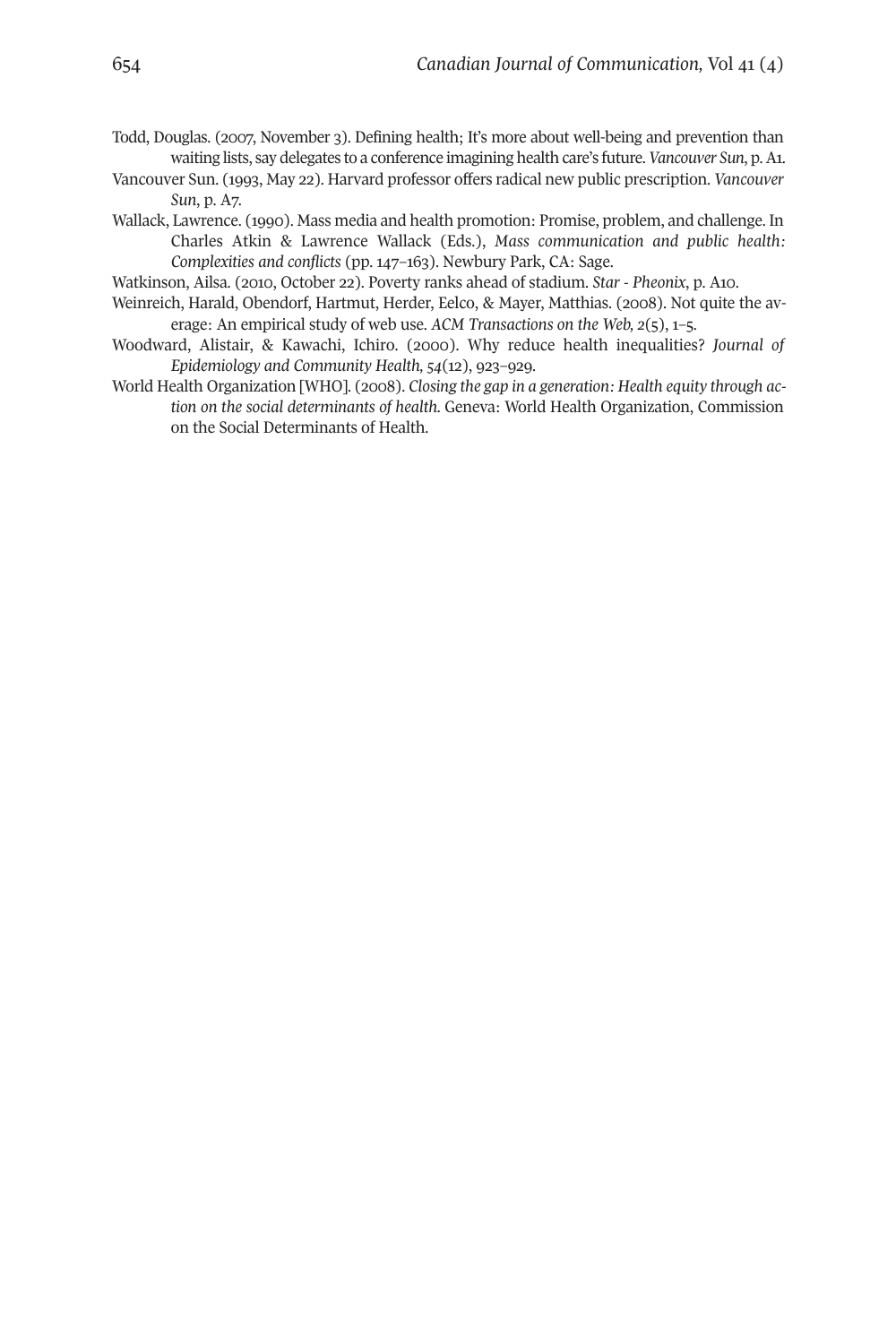Todd, Douglas. (2007, November 3). Defining health; It's more about well-being and prevention than waiting lists, say delegates to a conference imagining health care's future. *Vancouver Sun*, p. A1.

Vancouver Sun. (1993, May 22). Harvard professor offers radical new public prescription. *Vancouver Sun*, p. A7.

Wallack, Lawrence. (1990). Mass media and health promotion: Promise, problem, and challenge. In Charles Atkin & Lawrence Wallack (Eds.), *Mass communication and public health: Complexities and conflicts* (pp. 147–163). Newbury Park, CA: Sage.

Watkinson, Ailsa. (2010, October 22). Poverty ranks ahead of stadium. *Star - Pheonix*, p. A10.

Weinreich, Harald, Obendorf, Hartmut, Herder, Eelco, & Mayer, Matthias. (2008). Not quite the average: An empirical study of web use. *ACM Transactions on the Web, 2*(5), 1–5.

Woodward, Alistair, & Kawachi, Ichiro. (2000). Why reduce health inequalities? *Journal of Epidemiology and Community Health, 54*(12), 923–929.

World Health Organization [WHO]. (2008). *Closing the gap in a generation: Health equity through action on the social determinants of health.* Geneva: World Health Organization, Commission on the Social Determinants of Health.